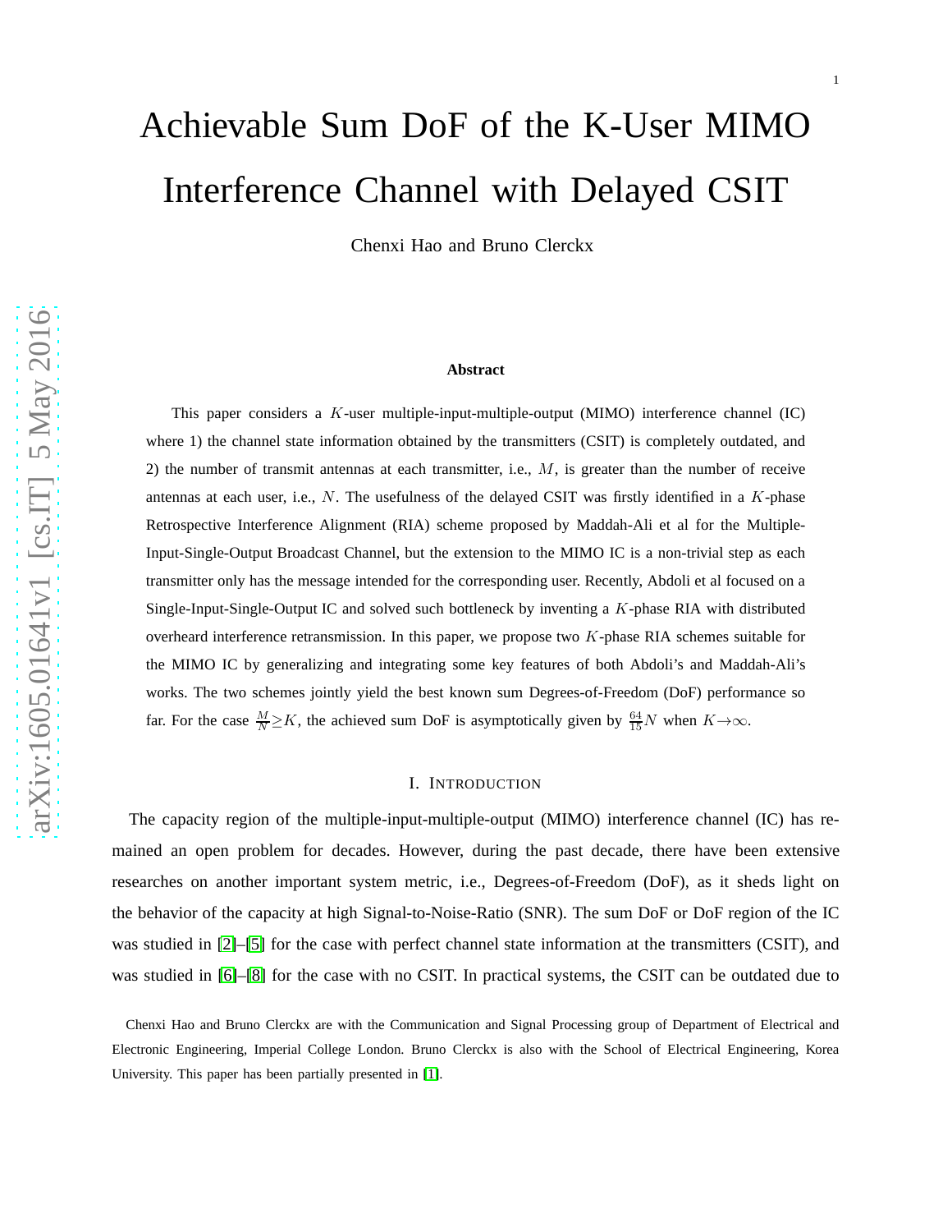# Achievable Sum DoF of the K-User MIMO Interference Channel with Delayed CSIT

Chenxi Hao and Bruno Clerckx

### Abstract

This paper considers a $K$-user multiple-input-multiple-output (MIMO) interference channel (IC) where 1) the channel state information obtained by the transmitters (CSIT) is completely outdated, and 2) the number of transmit antennas at each transmitter, i.e., $M$, is greater than the number of receive antennas at each user, i.e., $N$. The usefulness of the delayed CSIT was firstly identified in a $K$-phase Retrospective Interference Alignment (RIA) scheme proposed by Maddah-Ali et al for the Multiple-Input-Single-Output Broadcast Channel, but the extension to the MIMO IC is a non-trivial step as each transmitter only has the message intended for the corresponding user. Recently, Abdoli et al focused on a Single-Input-Single-Output IC and solved such bottleneck by inventing a $K$-phase RIA with distributed overheard interference retransmission. In this paper, we propose two $K$-phase RIA schemes suitable for the MIMO IC by generalizing and integrating some key features of both Abdoli's and Maddah-Ali's works. The two schemes jointly yield the best known sum Degrees-of-Freedom (DoF) performance so far. For the case $\frac{M}{N}\geq K$, the achieved sum DoF is asymptotically given by $\frac{64}{15}N$ when $K\rightarrow\infty$.

## I. Introduction

The capacity region of the multiple-input-multiple-output (MIMO) interference channel (IC) has remained an open problem for decades. However, during the past decade, there have been extensive researches on another important system metric, i.e., Degrees-of-Freedom (DoF), as it sheds light on the behavior of the capacity at high Signal-to-Noise-Ratio (SNR). The sum DoF or DoF region of the IC was studied in [2]–[5] for the case with perfect channel state information at the transmitters (CSIT), and was studied in [6]–[8] for the case with no CSIT. In practical systems, the CSIT can be outdated due to

Chenxi Hao and Bruno Clerckx are with the Communication and Signal Processing group of Department of Electrical and Electronic Engineering, Imperial College London. Bruno Clerckx is also with the School of Electrical Engineering, Korea University. This paper has been partially presented in [1].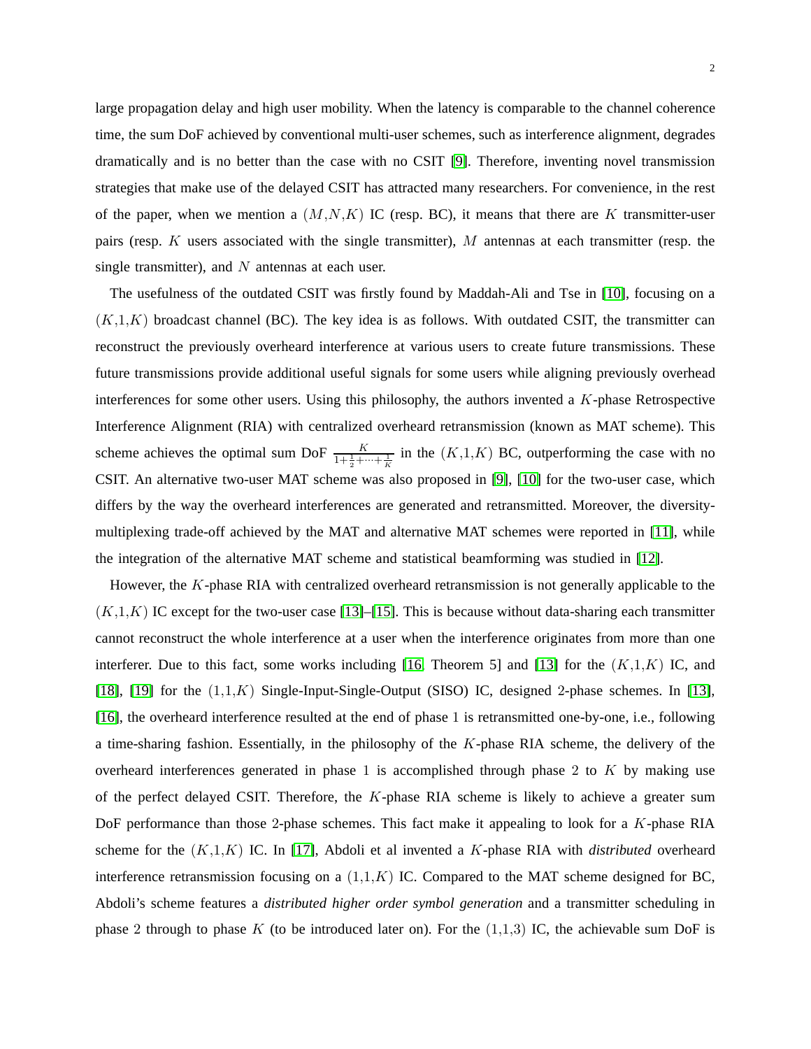large propagation delay and high user mobility. When the latency is comparable to the channel coherence time, the sum DoF achieved by conventional multi-user schemes, such as interference alignment, degrades dramatically and is no better than the case with no CSIT [9]. Therefore, inventing novel transmission strategies that make use of the delayed CSIT has attracted many researchers. For convenience, in the rest of the paper, when we mention a $(M,N,K)$ IC (resp. BC), it means that there are $K$ transmitter-user pairs (resp. $K$ users associated with the single transmitter), $M$ antennas at each transmitter (resp. the single transmitter), and $N$ antennas at each user.

The usefulness of the outdated CSIT was firstly found by Maddah-Ali and Tse in [10], focusing on a $(K,1,K)$ broadcast channel (BC). The key idea is as follows. With outdated CSIT, the transmitter can reconstruct the previously overheard interference at various users to create future transmissions. These future transmissions provide additional useful signals for some users while aligning previously overhead interferences for some other users. Using this philosophy, the authors invented a $K$-phase Retrospective Interference Alignment (RIA) with centralized overheard retransmission (known as MAT scheme). This scheme achieves the optimal sum DoF $\frac{K}{1+\frac{1}{2}+\cdots+\frac{1}{K}}$ in the $(K,1,K)$ BC, outperforming the case with no CSIT. An alternative two-user MAT scheme was also proposed in [9], [10] for the two-user case, which differs by the way the overheard interferences are generated and retransmitted. Moreover, the diversity-multiplexing trade-off achieved by the MAT and alternative MAT schemes were reported in [11], while the integration of the alternative MAT scheme and statistical beamforming was studied in [12].

However, the $K$-phase RIA with centralized overheard retransmission is not generally applicable to the $(K,1,K)$ IC except for the two-user case [13]–[15]. This is because without data-sharing each transmitter cannot reconstruct the whole interference at a user when the interference originates from more than one interferer. Due to this fact, some works including [16, Theorem 5] and [13] for the $(K,1,K)$ IC, and [18], [19] for the $(1,1,K)$ Single-Input-Single-Output (SISO) IC, designed 2-phase schemes. In [13], [16], the overheard interference resulted at the end of phase 1 is retransmitted one-by-one, i.e., following a time-sharing fashion. Essentially, in the philosophy of the $K$-phase RIA scheme, the delivery of the overheard interferences generated in phase 1 is accomplished through phase 2 to $K$ by making use of the perfect delayed CSIT. Therefore, the $K$-phase RIA scheme is likely to achieve a greater sum DoF performance than those 2-phase schemes. This fact make it appealing to look for a $K$-phase RIA scheme for the $(K,1,K)$ IC. In [17], Abdoli et al invented a $K$-phase RIA with *distributed* overheard interference retransmission focusing on a $(1,1,K)$ IC. Compared to the MAT scheme designed for BC, Abdoli's scheme features a *distributed higher order symbol generation* and a transmitter scheduling in phase 2 through to phase $K$ (to be introduced later on). For the $(1,1,3)$ IC, the achievable sum DoF is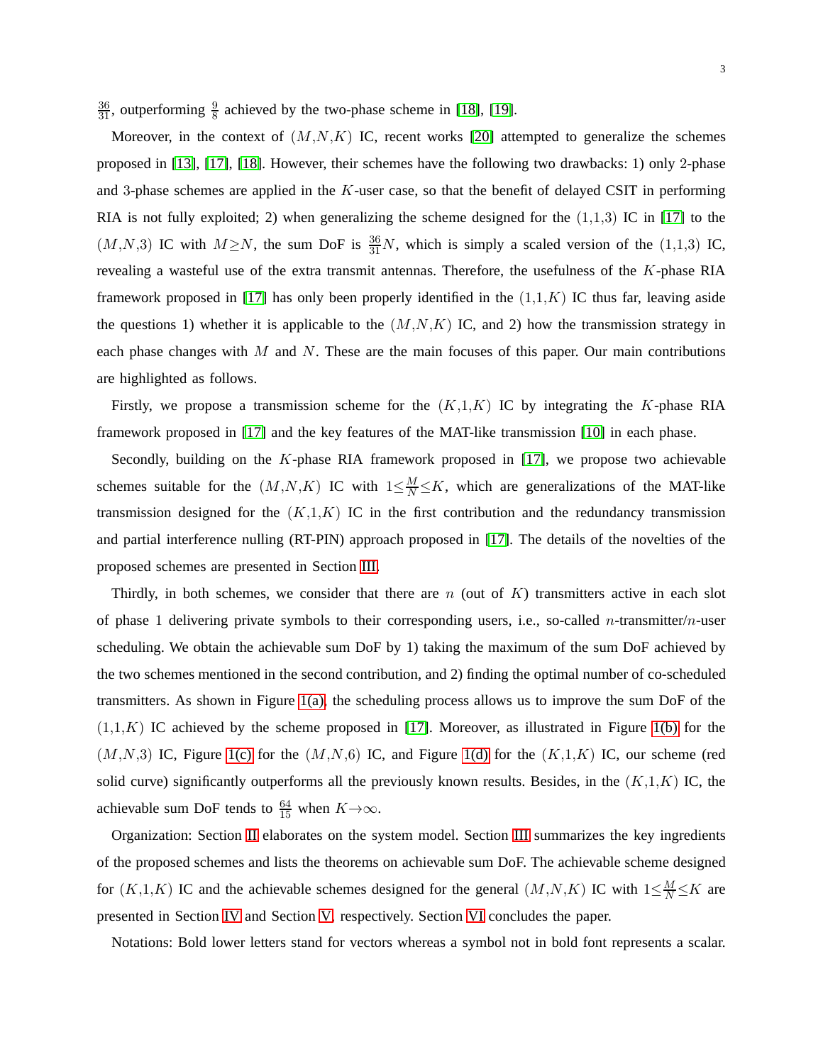$\frac{36}{31}$, outperforming $\frac{9}{8}$ achieved by the two-phase scheme in [18], [19].

Moreover, in the context of $(M,N,K)$ IC, recent works [20] attempted to generalize the schemes proposed in [13], [17], [18]. However, their schemes have the following two drawbacks: 1) only 2-phase and 3-phase schemes are applied in the $K$-user case, so that the benefit of delayed CSIT in performing RIA is not fully exploited; 2) when generalizing the scheme designed for the $(1,1,3)$ IC in [17] to the $(M,N,3)$ IC with $M \geq N$, the sum DoF is $\frac{36}{31}N$, which is simply a scaled version of the $(1,1,3)$ IC, revealing a wasteful use of the extra transmit antennas. Therefore, the usefulness of the $K$-phase RIA framework proposed in [17] has only been properly identified in the $(1,1,K)$ IC thus far, leaving aside the questions 1) whether it is applicable to the $(M,N,K)$ IC, and 2) how the transmission strategy in each phase changes with $M$ and $N$. These are the main focuses of this paper. Our main contributions are highlighted as follows.

Firstly, we propose a transmission scheme for the $(K,1,K)$ IC by integrating the $K$-phase RIA framework proposed in [17] and the key features of the MAT-like transmission [10] in each phase.

Secondly, building on the $K$-phase RIA framework proposed in [17], we propose two achievable schemes suitable for the $(M,N,K)$ IC with $1 \leq \frac{M}{N} \leq K$, which are generalizations of the MAT-like transmission designed for the $(K,1,K)$ IC in the first contribution and the redundancy transmission and partial interference nulling (RT-PIN) approach proposed in [17]. The details of the novelties of the proposed schemes are presented in Section III.

Thirdly, in both schemes, we consider that there are $n$ (out of $K$) transmitters active in each slot of phase 1 delivering private symbols to their corresponding users, i.e., so-called $n$-transmitter/$n$-user scheduling. We obtain the achievable sum DoF by 1) taking the maximum of the sum DoF achieved by the two schemes mentioned in the second contribution, and 2) finding the optimal number of co-scheduled transmitters. As shown in Figure 1(a), the scheduling process allows us to improve the sum DoF of the $(1,1,K)$ IC achieved by the scheme proposed in [17]. Moreover, as illustrated in Figure 1(b) for the $(M,N,3)$ IC, Figure 1(c) for the $(M,N,6)$ IC, and Figure 1(d) for the $(K,1,K)$ IC, our scheme (red solid curve) significantly outperforms all the previously known results. Besides, in the $(K,1,K)$ IC, the achievable sum DoF tends to $\frac{64}{15}$ when $K \to \infty$.

Organization: Section II elaborates on the system model. Section III summarizes the key ingredients of the proposed schemes and lists the theorems on achievable sum DoF. The achievable scheme designed for $(K,1,K)$ IC and the achievable schemes designed for the general $(M,N,K)$ IC with $1 \leq \frac{M}{N} \leq K$ are presented in Section IV and Section V, respectively. Section VI concludes the paper.

Notations: Bold lower letters stand for vectors whereas a symbol not in bold font represents a scalar.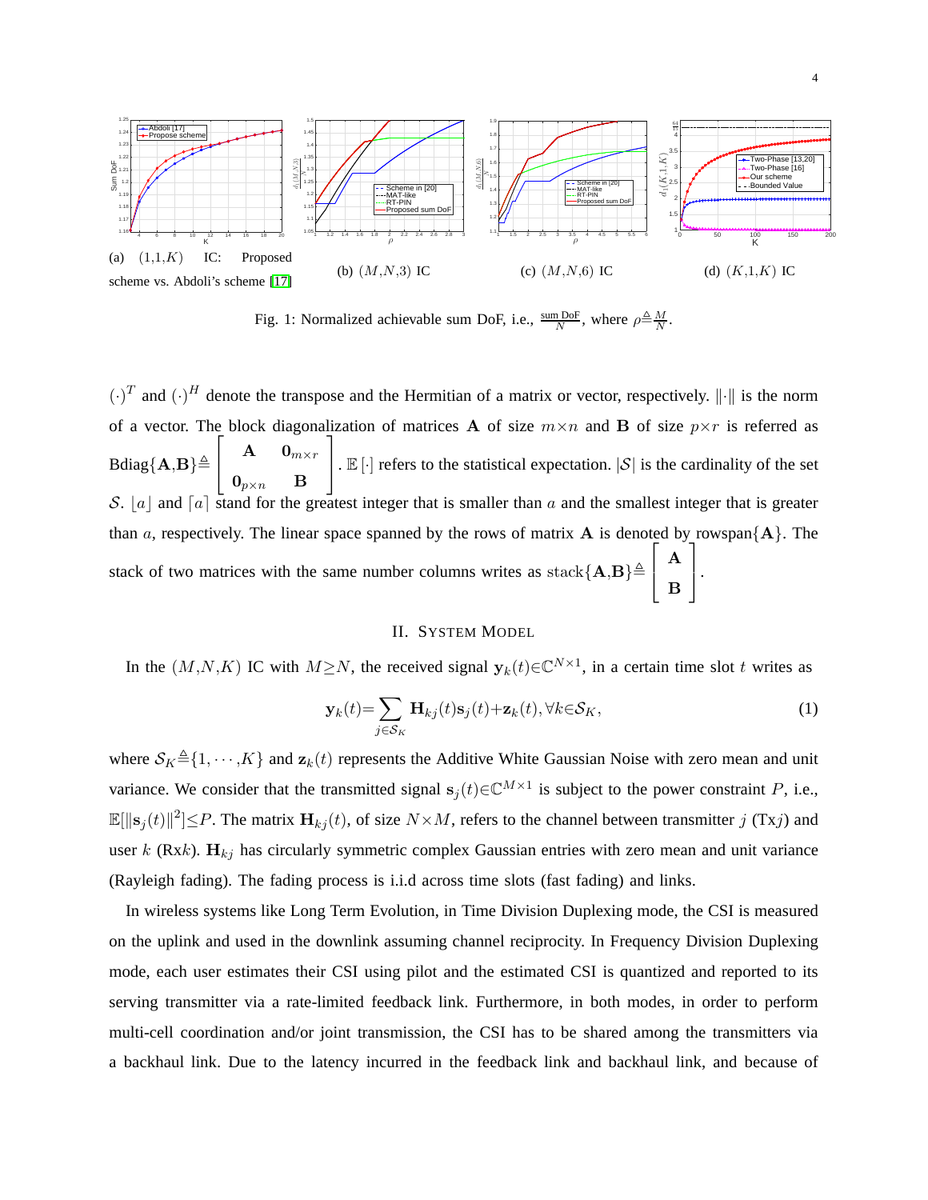(a) (1,1,$K$) IC: Proposed scheme vs. Abdoli's scheme [17]

(b) $(M,N,3)$ IC

(c) $(M,N,6)$ IC

(d) $(K,1,K)$ IC

Fig. 1: Normalized achievable sum DoF, i.e., $\frac{\text{sum DoF}}{N}$, where $\rho \triangleq \frac{M}{N}$.

$(\cdot)^T$ and $(\cdot)^H$ denote the transpose and the Hermitian of a matrix or vector, respectively. $\|\cdot\|$ is the norm of a vector. The block diagonalization of matrices $\mathbf{A}$ of size $m\times n$ and $\mathbf{B}$ of size $p\times r$ is referred as $\text{Bdiag}\{\mathbf{A},\mathbf{B}\} \triangleq \begin{bmatrix} \mathbf{A} & \mathbf{0}_{m\times r} \\ \mathbf{0}_{p\times n} & \mathbf{B} \end{bmatrix}$. $\mathbb{E}[\cdot]$ refers to the statistical expectation. $|\mathcal{S}|$ is the cardinality of the set $\mathcal{S}$. $\lfloor a \rfloor$ and $\lceil a \rceil$ stand for the greatest integer that is smaller than $a$ and the smallest integer that is greater than $a$, respectively. The linear space spanned by the rows of matrix $\mathbf{A}$ is denoted by $\text{rowspan}\{\mathbf{A}\}$. The stack of two matrices with the same number columns writes as $\text{stack}\{\mathbf{A},\mathbf{B}\} \triangleq \begin{bmatrix} \mathbf{A} \\ \mathbf{B} \end{bmatrix}$.

## II. System Model

In the $(M,N,K)$ IC with $M \geq N$, the received signal $\mathbf{y}_k(t) \in \mathbb{C}^{N\times 1}$, in a certain time slot $t$ writes as

$$\mathbf{y}_k(t) = \sum_{j\in\mathcal{S}_K} \mathbf{H}_{kj}(t)\mathbf{s}_j(t) + \mathbf{z}_k(t), \forall k \in \mathcal{S}_K, \tag{1}$$

where $\mathcal{S}_K \triangleq \{1,\cdots,K\}$ and $\mathbf{z}_k(t)$ represents the Additive White Gaussian Noise with zero mean and unit variance. We consider that the transmitted signal $\mathbf{s}_j(t) \in \mathbb{C}^{M\times 1}$ is subject to the power constraint $P$, i.e., $\mathbb{E}[\|\mathbf{s}_j(t)\|^2] \leq P$. The matrix $\mathbf{H}_{kj}(t)$, of size $N\times M$, refers to the channel between transmitter $j$ (Tx$j$) and user $k$ (Rx$k$). $\mathbf{H}_{kj}$ has circularly symmetric complex Gaussian entries with zero mean and unit variance (Rayleigh fading). The fading process is i.i.d across time slots (fast fading) and links.

In wireless systems like Long Term Evolution, in Time Division Duplexing mode, the CSI is measured on the uplink and used in the downlink assuming channel reciprocity. In Frequency Division Duplexing mode, each user estimates their CSI using pilot and the estimated CSI is quantized and reported to its serving transmitter via a rate-limited feedback link. Furthermore, in both modes, in order to perform multi-cell coordination and/or joint transmission, the CSI has to be shared among the transmitters via a backhaul link. Due to the latency incurred in the feedback link and backhaul link, and because of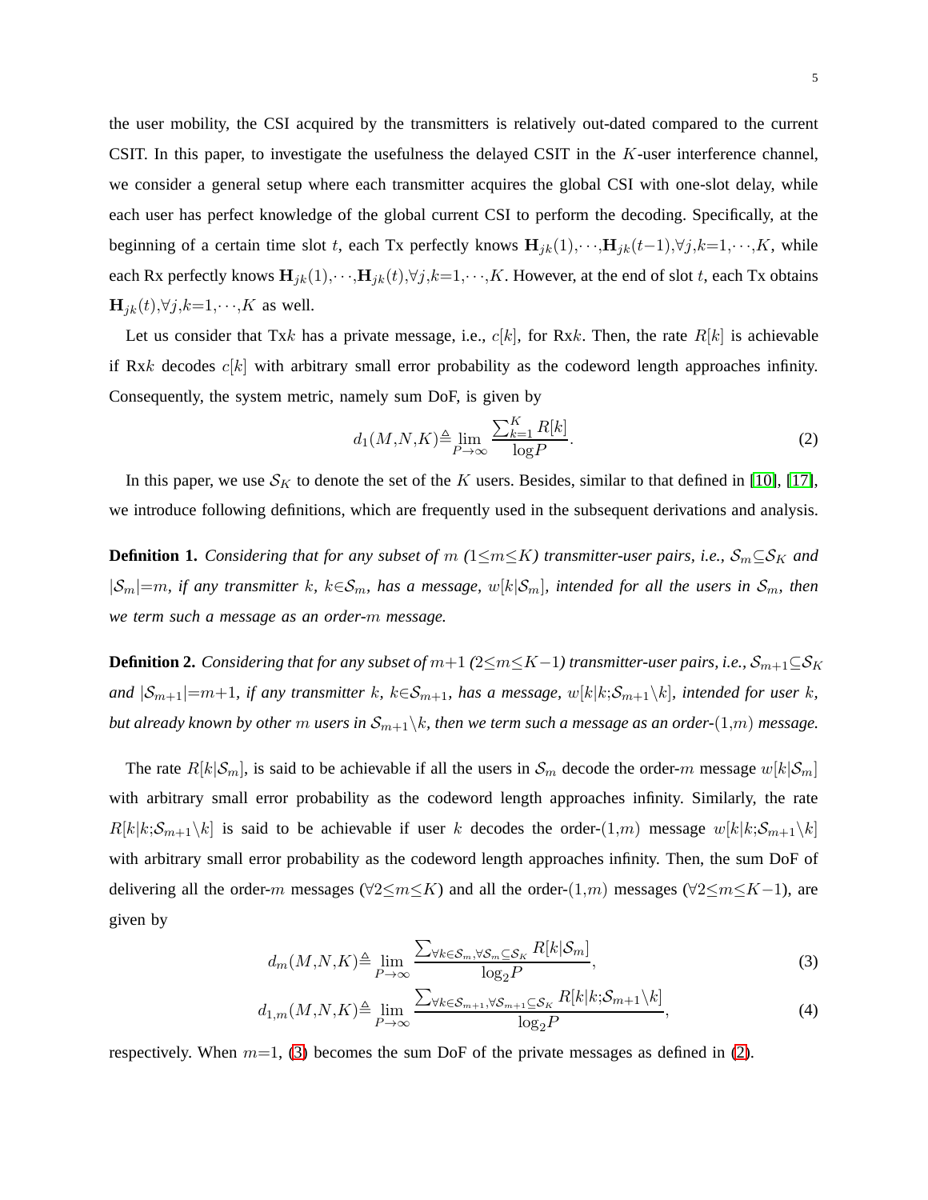the user mobility, the CSI acquired by the transmitters is relatively out-dated compared to the current CSIT. In this paper, to investigate the usefulness the delayed CSIT in the $K$-user interference channel, we consider a general setup where each transmitter acquires the global CSI with one-slot delay, while each user has perfect knowledge of the global current CSI to perform the decoding. Specifically, at the beginning of a certain time slot $t$, each Tx perfectly knows $\mathbf{H}_{jk}(1),\cdots,\mathbf{H}_{jk}(t-1),\forall j,k=1,\cdots,K$, while each Rx perfectly knows $\mathbf{H}_{jk}(1),\cdots,\mathbf{H}_{jk}(t),\forall j,k=1,\cdots,K$. However, at the end of slot $t$, each Tx obtains $\mathbf{H}_{jk}(t),\forall j,k=1,\cdots,K$ as well.

Let us consider that Tx$k$ has a private message, i.e., $c[k]$, for Rx$k$. Then, the rate $R[k]$ is achievable if Rx$k$ decodes $c[k]$ with arbitrary small error probability as the codeword length approaches infinity. Consequently, the system metric, namely sum DoF, is given by

$$d_1(M,N,K)\triangleq\lim_{P\to\infty}\frac{\sum_{k=1}^{K}R[k]}{\log P}. \tag{2}$$

In this paper, we use $\mathcal{S}_K$ to denote the set of the $K$ users. Besides, similar to that defined in [10], [17], we introduce following definitions, which are frequently used in the subsequent derivations and analysis.

**Definition 1.** *Considering that for any subset of $m$ ($1\leq m\leq K$) transmitter-user pairs, i.e., $\mathcal{S}_m\subseteq\mathcal{S}_K$ and $|\mathcal{S}_m|=m$, if any transmitter $k$, $k\in\mathcal{S}_m$, has a message, $w[k|\mathcal{S}_m]$, intended for all the users in $\mathcal{S}_m$, then we term such a message as an order-$m$ message.*

**Definition 2.** *Considering that for any subset of $m+1$ ($2\leq m\leq K-1$) transmitter-user pairs, i.e., $\mathcal{S}_{m+1}\subseteq\mathcal{S}_K$ and $|\mathcal{S}_{m+1}|=m+1$, if any transmitter $k$, $k\in\mathcal{S}_{m+1}$, has a message, $w[k|k;\mathcal{S}_{m+1}\backslash k]$, intended for user $k$, but already known by other $m$ users in $\mathcal{S}_{m+1}\backslash k$, then we term such a message as an order-$(1,m)$ message.*

The rate $R[k|\mathcal{S}_m]$, is said to be achievable if all the users in $\mathcal{S}_m$ decode the order-$m$ message $w[k|\mathcal{S}_m]$ with arbitrary small error probability as the codeword length approaches infinity. Similarly, the rate $R[k|k;\mathcal{S}_{m+1}\backslash k]$ is said to be achievable if user $k$ decodes the order-$(1,m)$ message $w[k|k;\mathcal{S}_{m+1}\backslash k]$ with arbitrary small error probability as the codeword length approaches infinity. Then, the sum DoF of delivering all the order-$m$ messages ($\forall 2\leq m\leq K$) and all the order-$(1,m)$ messages ($\forall 2\leq m\leq K-1$), are given by

$$d_m(M,N,K)\triangleq\lim_{P\to\infty}\frac{\sum_{\forall k\in\mathcal{S}_m,\forall\mathcal{S}_m\subseteq\mathcal{S}_K}R[k|\mathcal{S}_m]}{\log_2 P}, \tag{3}$$

$$d_{1,m}(M,N,K)\triangleq\lim_{P\to\infty}\frac{\sum_{\forall k\in\mathcal{S}_{m+1},\forall\mathcal{S}_{m+1}\subseteq\mathcal{S}_K}R[k|k;\mathcal{S}_{m+1}\backslash k]}{\log_2 P}, \tag{4}$$

respectively. When $m=1$, (3) becomes the sum DoF of the private messages as defined in (2).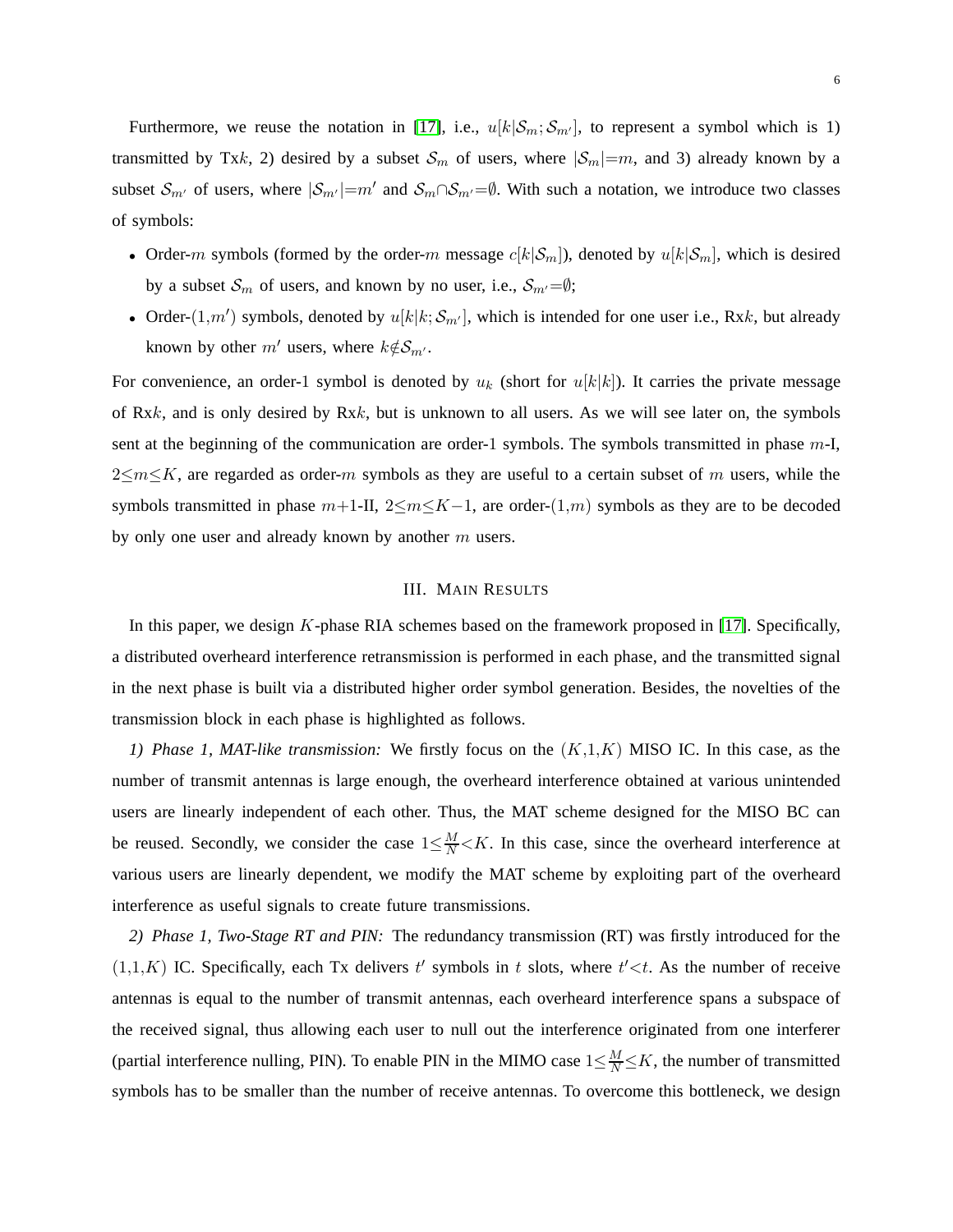Furthermore, we reuse the notation in [17], i.e., $u[k|\mathcal{S}_m;\mathcal{S}_{m'}]$, to represent a symbol which is 1) transmitted by Tx$k$, 2) desired by a subset $\mathcal{S}_m$ of users, where $|\mathcal{S}_m|{=}m$, and 3) already known by a subset $\mathcal{S}_{m'}$ of users, where $|\mathcal{S}_{m'}|{=}m'$ and $\mathcal{S}_m{\cap}\mathcal{S}_{m'}{=}\emptyset$. With such a notation, we introduce two classes of symbols:

- Order-$m$ symbols (formed by the order-$m$ message $c[k|\mathcal{S}_m]$), denoted by $u[k|\mathcal{S}_m]$, which is desired by a subset $\mathcal{S}_m$ of users, and known by no user, i.e., $\mathcal{S}_{m'}{=}\emptyset$;
- Order-$(1,m')$ symbols, denoted by $u[k|k;\mathcal{S}_{m'}]$, which is intended for one user i.e., Rx$k$, but already known by other $m'$ users, where $k{\notin}\mathcal{S}_{m'}$.

For convenience, an order-1 symbol is denoted by $u_k$ (short for $u[k|k]$). It carries the private message of Rx$k$, and is only desired by Rx$k$, but is unknown to all users. As we will see later on, the symbols sent at the beginning of the communication are order-1 symbols. The symbols transmitted in phase $m$-I, $2{\leq}m{\leq}K$, are regarded as order-$m$ symbols as they are useful to a certain subset of $m$ users, while the symbols transmitted in phase $m{+}1$-II, $2{\leq}m{\leq}K{-}1$, are order-$(1,m)$ symbols as they are to be decoded by only one user and already known by another $m$ users.

## III. Main Results

In this paper, we design $K$-phase RIA schemes based on the framework proposed in [17]. Specifically, a distributed overheard interference retransmission is performed in each phase, and the transmitted signal in the next phase is built via a distributed higher order symbol generation. Besides, the novelties of the transmission block in each phase is highlighted as follows.

*1) Phase 1, MAT-like transmission:* We firstly focus on the $(K,1,K)$ MISO IC. In this case, as the number of transmit antennas is large enough, the overheard interference obtained at various unintended users are linearly independent of each other. Thus, the MAT scheme designed for the MISO BC can be reused. Secondly, we consider the case $1{\leq}\frac{M}{N}{<}K$. In this case, since the overheard interference at various users are linearly dependent, we modify the MAT scheme by exploiting part of the overheard interference as useful signals to create future transmissions.

*2) Phase 1, Two-Stage RT and PIN:* The redundancy transmission (RT) was firstly introduced for the $(1,1,K)$ IC. Specifically, each Tx delivers $t'$ symbols in $t$ slots, where $t'{<}t$. As the number of receive antennas is equal to the number of transmit antennas, each overheard interference spans a subspace of the received signal, thus allowing each user to null out the interference originated from one interferer (partial interference nulling, PIN). To enable PIN in the MIMO case $1{\leq}\frac{M}{N}{\leq}K$, the number of transmitted symbols has to be smaller than the number of receive antennas. To overcome this bottleneck, we design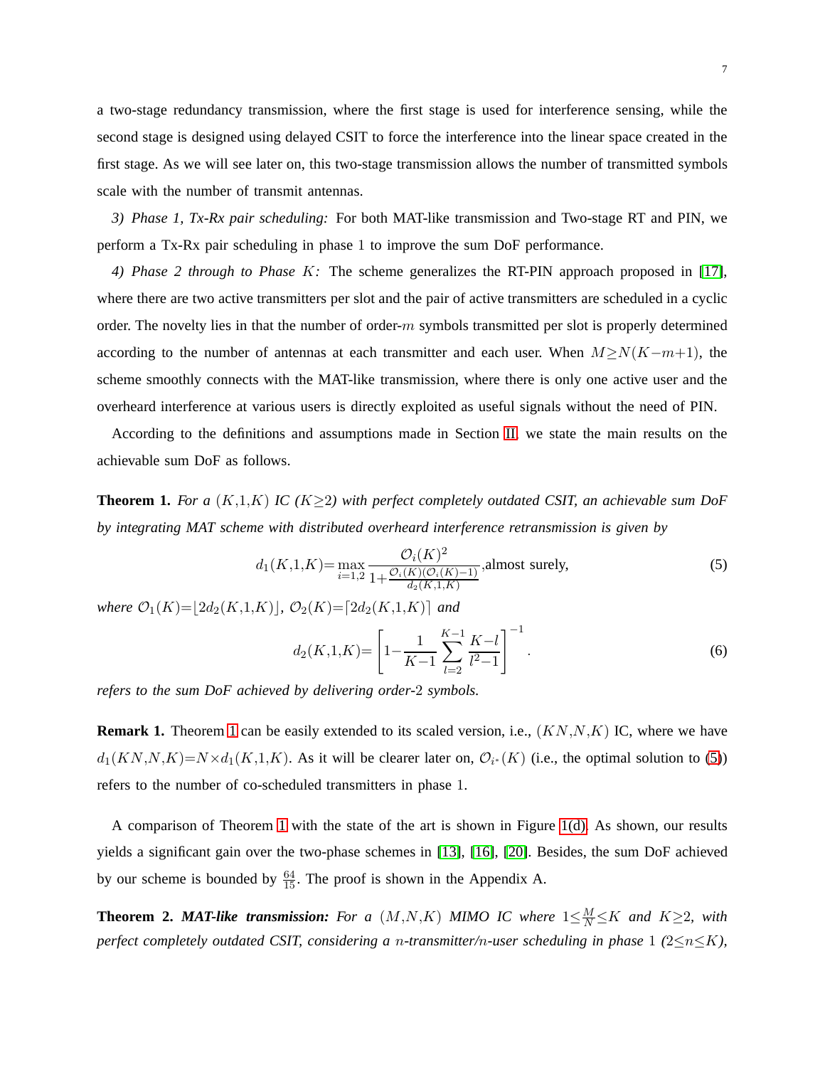a two-stage redundancy transmission, where the first stage is used for interference sensing, while the second stage is designed using delayed CSIT to force the interference into the linear space created in the first stage. As we will see later on, this two-stage transmission allows the number of transmitted symbols scale with the number of transmit antennas.

*3) Phase 1, Tx-Rx pair scheduling:* For both MAT-like transmission and Two-stage RT and PIN, we perform a Tx-Rx pair scheduling in phase 1 to improve the sum DoF performance.

*4) Phase 2 through to Phase $K$:* The scheme generalizes the RT-PIN approach proposed in [17], where there are two active transmitters per slot and the pair of active transmitters are scheduled in a cyclic order. The novelty lies in that the number of order-$m$ symbols transmitted per slot is properly determined according to the number of antennas at each transmitter and each user. When $M \geq N(K-m+1)$, the scheme smoothly connects with the MAT-like transmission, where there is only one active user and the overheard interference at various users is directly exploited as useful signals without the need of PIN.

According to the definitions and assumptions made in Section II, we state the main results on the achievable sum DoF as follows.

**Theorem 1.** *For a $(K,1,K)$ IC ($K \geq 2$) with perfect completely outdated CSIT, an achievable sum DoF by integrating MAT scheme with distributed overheard interference retransmission is given by*

$$d_1(K,1,K) = \max_{i=1,2} \frac{\mathcal{O}_i(K)^2}{1+\frac{\mathcal{O}_i(K)(\mathcal{O}_i(K)-1)}{d_2(K,1,K)}}, \text{almost surely,} \tag{5}$$

*where $\mathcal{O}_1(K) = \lfloor 2d_2(K,1,K) \rfloor$, $\mathcal{O}_2(K) = \lceil 2d_2(K,1,K) \rceil$ and*

$$d_2(K,1,K) = \left[ 1 - \frac{1}{K-1} \sum_{l=2}^{K-1} \frac{K-l}{l^2-1} \right]^{-1}. \tag{6}$$

*refers to the sum DoF achieved by delivering order-2 symbols.*

**Remark 1.** Theorem 1 can be easily extended to its scaled version, i.e., $(KN,N,K)$ IC, where we have $d_1(KN,N,K) = N \times d_1(K,1,K)$. As it will be clearer later on, $\mathcal{O}_{i^*}(K)$ (i.e., the optimal solution to (5)) refers to the number of co-scheduled transmitters in phase 1.

A comparison of Theorem 1 with the state of the art is shown in Figure 1(d). As shown, our results yields a significant gain over the two-phase schemes in [13], [16], [20]. Besides, the sum DoF achieved by our scheme is bounded by $\frac{64}{15}$. The proof is shown in the Appendix A.

**Theorem 2.** ***MAT-like transmission:*** *For a $(M,N,K)$ MIMO IC where $1 \leq \frac{M}{N} \leq K$ and $K \geq 2$, with perfect completely outdated CSIT, considering a $n$-transmitter/$n$-user scheduling in phase 1 ($2 \leq n \leq K$),*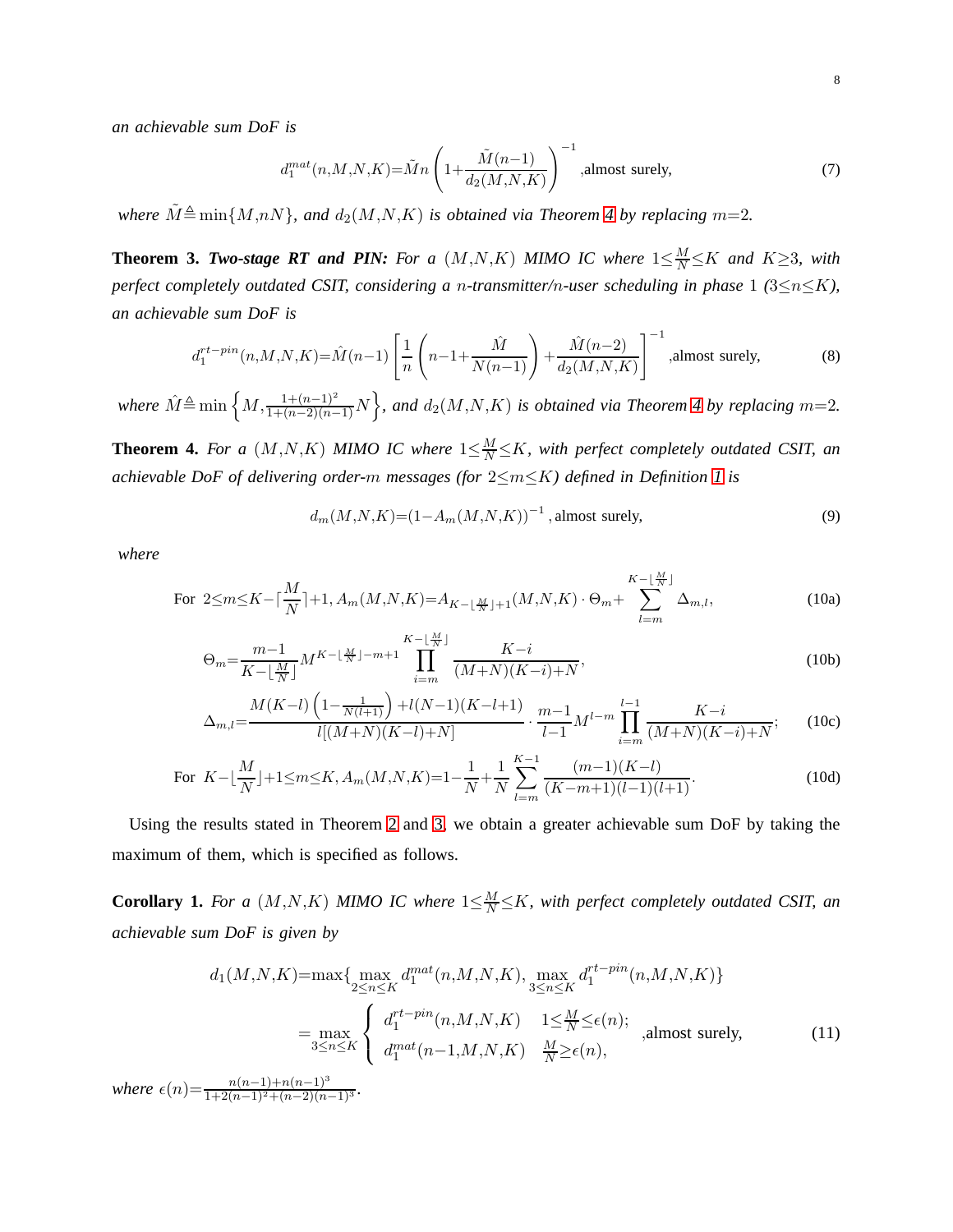*an achievable sum DoF is*

$$d_1^{mat}(n,M,N,K)=\tilde{M}n\left(1+\frac{\tilde{M}(n-1)}{d_2(M,N,K)}\right)^{-1}\text{,almost surely,} \tag{7}$$

*where* $\tilde{M}\triangleq\min\{M,nN\}$*, and* $d_2(M,N,K)$ *is obtained via Theorem 4 by replacing* $m=2$*.*

**Theorem 3.** ***Two-stage RT and PIN:*** *For a* $(M,N,K)$ *MIMO IC where* $1\leq\frac{M}{N}\leq K$ *and* $K\geq 3$*, with perfect completely outdated CSIT, considering a* $n$*-transmitter/*$n$*-user scheduling in phase* $1$ *(*$3\leq n\leq K$*), an achievable sum DoF is*

$$d_1^{rt-pin}(n,M,N,K)=\hat{M}(n-1)\left[\frac{1}{n}\left(n-1+\frac{\hat{M}}{N(n-1)}\right)+\frac{\hat{M}(n-2)}{d_2(M,N,K)}\right]^{-1}\text{,almost surely,} \tag{8}$$

*where* $\hat{M}\triangleq\min\left\{M,\frac{1+(n-1)^2}{1+(n-2)(n-1)}N\right\}$*, and* $d_2(M,N,K)$ *is obtained via Theorem 4 by replacing* $m=2$*.*

**Theorem 4.** *For a* $(M,N,K)$ *MIMO IC where* $1\leq\frac{M}{N}\leq K$*, with perfect completely outdated CSIT, an achievable DoF of delivering order-*$m$ *messages (for* $2\leq m\leq K$*) defined in Definition 1 is*

$$d_m(M,N,K)=\left(1-A_m(M,N,K)\right)^{-1}\text{, almost surely,} \tag{9}$$

*where*

$$\text{For } 2\leq m\leq K-\lceil\frac{M}{N}\rceil+1, A_m(M,N,K)=A_{K-\lfloor\frac{M}{N}\rfloor+1}(M,N,K)\cdot\Theta_m+\sum_{l=m}^{K-\lfloor\frac{M}{N}\rfloor}\Delta_{m,l}, \tag{10a}$$

$$\Theta_m=\frac{m-1}{K-\lfloor\frac{M}{N}\rfloor}M^{K-\lfloor\frac{M}{N}\rfloor-m+1}\prod_{i=m}^{K-\lfloor\frac{M}{N}\rfloor}\frac{K-i}{(M+N)(K-i)+N}, \tag{10b}$$

$$\Delta_{m,l}=\frac{M(K-l)\left(1-\frac{1}{N(l+1)}\right)+l(N-1)(K-l+1)}{l[(M+N)(K-l)+N]}\cdot\frac{m-1}{l-1}M^{l-m}\prod_{i=m}^{l-1}\frac{K-i}{(M+N)(K-i)+N}; \tag{10c}$$

$$\text{For } K-\lfloor\frac{M}{N}\rfloor+1\leq m\leq K, A_m(M,N,K)=1-\frac{1}{N}+\frac{1}{N}\sum_{l=m}^{K-1}\frac{(m-1)(K-l)}{(K-m+1)(l-1)(l+1)}. \tag{10d}$$

Using the results stated in Theorem 2 and 3, we obtain a greater achievable sum DoF by taking the maximum of them, which is specified as follows.

**Corollary 1.** *For a* $(M,N,K)$ *MIMO IC where* $1\leq\frac{M}{N}\leq K$*, with perfect completely outdated CSIT, an achievable sum DoF is given by*

$$\begin{aligned}d_1(M,N,K)&=\max\{\max_{2\leq n\leq K}d_1^{mat}(n,M,N,K),\max_{3\leq n\leq K}d_1^{rt-pin}(n,M,N,K)\}\\&=\max_{3\leq n\leq K}\begin{cases}d_1^{rt-pin}(n,M,N,K) & 1\leq\frac{M}{N}\leq\epsilon(n);\\ d_1^{mat}(n-1,M,N,K) & \frac{M}{N}\geq\epsilon(n),\end{cases}\text{,almost surely,}\end{aligned} \tag{11}$$

*where* $\epsilon(n)=\frac{n(n-1)+n(n-1)^3}{1+2(n-1)^2+(n-2)(n-1)^3}$*.*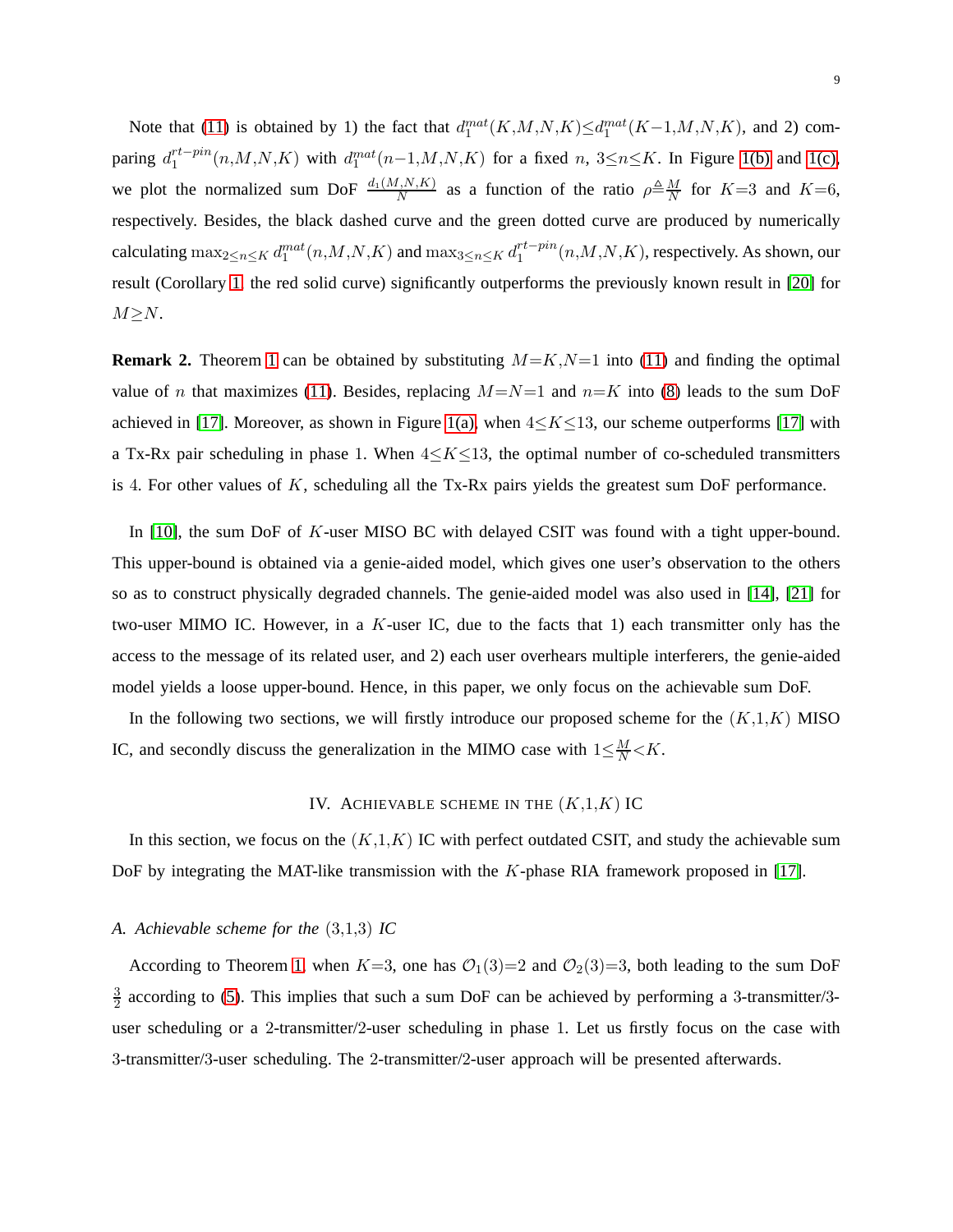Note that (11) is obtained by 1) the fact that $d_1^{mat}(K,M,N,K) \leq d_1^{mat}(K-1,M,N,K)$, and 2) comparing $d_1^{rt-pin}(n,M,N,K)$ with $d_1^{mat}(n-1,M,N,K)$ for a fixed $n$, $3 \leq n \leq K$. In Figure 1(b) and 1(c), we plot the normalized sum DoF $\frac{d_1(M,N,K)}{N}$ as a function of the ratio $\rho \triangleq \frac{M}{N}$ for $K=3$ and $K=6$, respectively. Besides, the black dashed curve and the green dotted curve are produced by numerically calculating $\max_{2\leq n\leq K} d_1^{mat}(n,M,N,K)$ and $\max_{3\leq n\leq K} d_1^{rt-pin}(n,M,N,K)$, respectively. As shown, our result (Corollary 1, the red solid curve) significantly outperforms the previously known result in [20] for $M \geq N$.

**Remark 2.** Theorem 1 can be obtained by substituting $M=K, N=1$ into (11) and finding the optimal value of $n$ that maximizes (11). Besides, replacing $M=N=1$ and $n=K$ into (8) leads to the sum DoF achieved in [17]. Moreover, as shown in Figure 1(a), when $4 \leq K \leq 13$, our scheme outperforms [17] with a Tx-Rx pair scheduling in phase 1. When $4 \leq K \leq 13$, the optimal number of co-scheduled transmitters is 4. For other values of $K$, scheduling all the Tx-Rx pairs yields the greatest sum DoF performance.

In [10], the sum DoF of $K$-user MISO BC with delayed CSIT was found with a tight upper-bound. This upper-bound is obtained via a genie-aided model, which gives one user's observation to the others so as to construct physically degraded channels. The genie-aided model was also used in [14], [21] for two-user MIMO IC. However, in a $K$-user IC, due to the facts that 1) each transmitter only has the access to the message of its related user, and 2) each user overhears multiple interferers, the genie-aided model yields a loose upper-bound. Hence, in this paper, we only focus on the achievable sum DoF.

In the following two sections, we will firstly introduce our proposed scheme for the $(K,1,K)$ MISO IC, and secondly discuss the generalization in the MIMO case with $1 \leq \frac{M}{N} < K$.

## IV. Achievable scheme in the $(K,1,K)$ IC

In this section, we focus on the $(K,1,K)$ IC with perfect outdated CSIT, and study the achievable sum DoF by integrating the MAT-like transmission with the $K$-phase RIA framework proposed in [17].

### A. Achievable scheme for the $(3,1,3)$ IC

According to Theorem 1, when $K=3$, one has $\mathcal{O}_1(3)=2$ and $\mathcal{O}_2(3)=3$, both leading to the sum DoF $\frac{3}{2}$ according to (5). This implies that such a sum DoF can be achieved by performing a 3-transmitter/3-user scheduling or a 2-transmitter/2-user scheduling in phase 1. Let us firstly focus on the case with 3-transmitter/3-user scheduling. The 2-transmitter/2-user approach will be presented afterwards.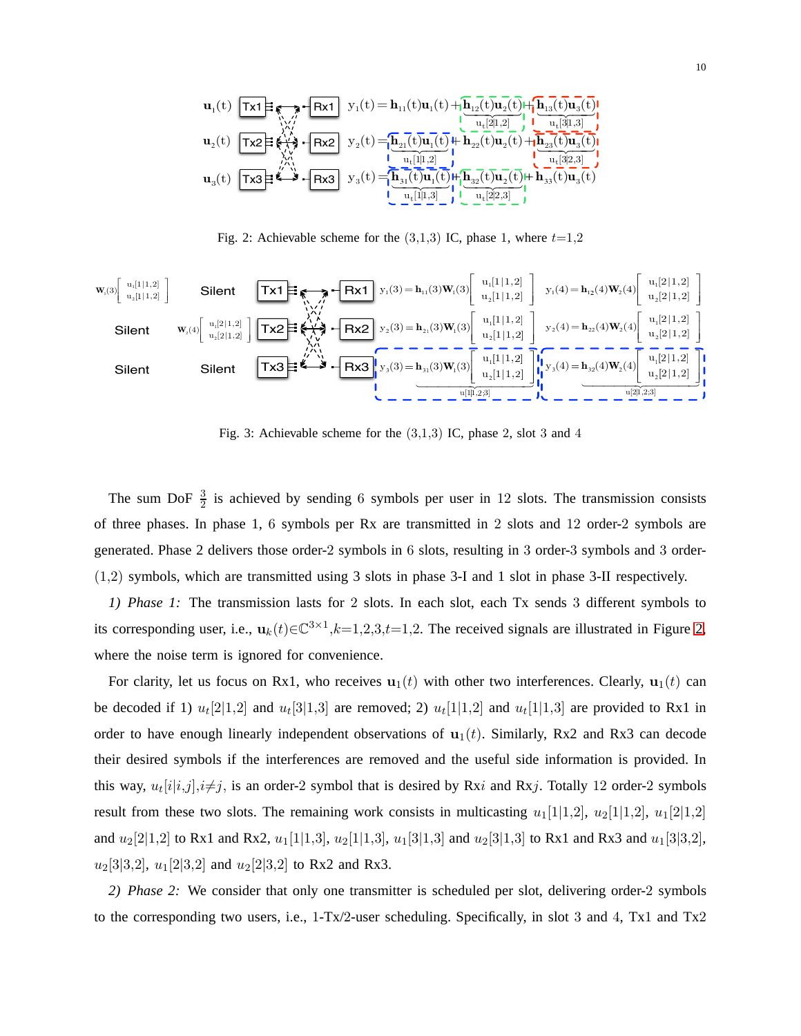Fig. 2: Achievable scheme for the (3,1,3) IC, phase 1, where $t$=1,2

Fig. 3: Achievable scheme for the (3,1,3) IC, phase 2, slot 3 and 4

The sum DoF $\frac{3}{2}$ is achieved by sending 6 symbols per user in 12 slots. The transmission consists of three phases. In phase 1, 6 symbols per Rx are transmitted in 2 slots and 12 order-2 symbols are generated. Phase 2 delivers those order-2 symbols in 6 slots, resulting in 3 order-3 symbols and 3 order-(1,2) symbols, which are transmitted using 3 slots in phase 3-I and 1 slot in phase 3-II respectively.

*1) Phase 1:* The transmission lasts for 2 slots. In each slot, each Tx sends 3 different symbols to its corresponding user, i.e., $\mathbf{u}_k(t) \in \mathbb{C}^{3\times 1}, k=1,2,3, t=1,2$. The received signals are illustrated in Figure 2, where the noise term is ignored for convenience.

For clarity, let us focus on Rx1, who receives $\mathbf{u}_1(t)$ with other two interferences. Clearly, $\mathbf{u}_1(t)$ can be decoded if 1) $u_t[2|1,2]$ and $u_t[3|1,3]$ are removed; 2) $u_t[1|1,2]$ and $u_t[1|1,3]$ are provided to Rx1 in order to have enough linearly independent observations of $\mathbf{u}_1(t)$. Similarly, Rx2 and Rx3 can decode their desired symbols if the interferences are removed and the useful side information is provided. In this way, $u_t[i|i,j], i \neq j$, is an order-2 symbol that is desired by Rx$i$ and Rx$j$. Totally 12 order-2 symbols result from these two slots. The remaining work consists in multicasting $u_1[1|1,2]$, $u_2[1|1,2]$, $u_1[2|1,2]$ and $u_2[2|1,2]$ to Rx1 and Rx2, $u_1[1|1,3]$, $u_2[1|1,3]$, $u_1[3|1,3]$ and $u_2[3|1,3]$ to Rx1 and Rx3 and $u_1[3|3,2]$, $u_2[3|3,2]$, $u_1[2|3,2]$ and $u_2[2|3,2]$ to Rx2 and Rx3.

*2) Phase 2:* We consider that only one transmitter is scheduled per slot, delivering order-2 symbols to the corresponding two users, i.e., 1-Tx/2-user scheduling. Specifically, in slot 3 and 4, Tx1 and Tx2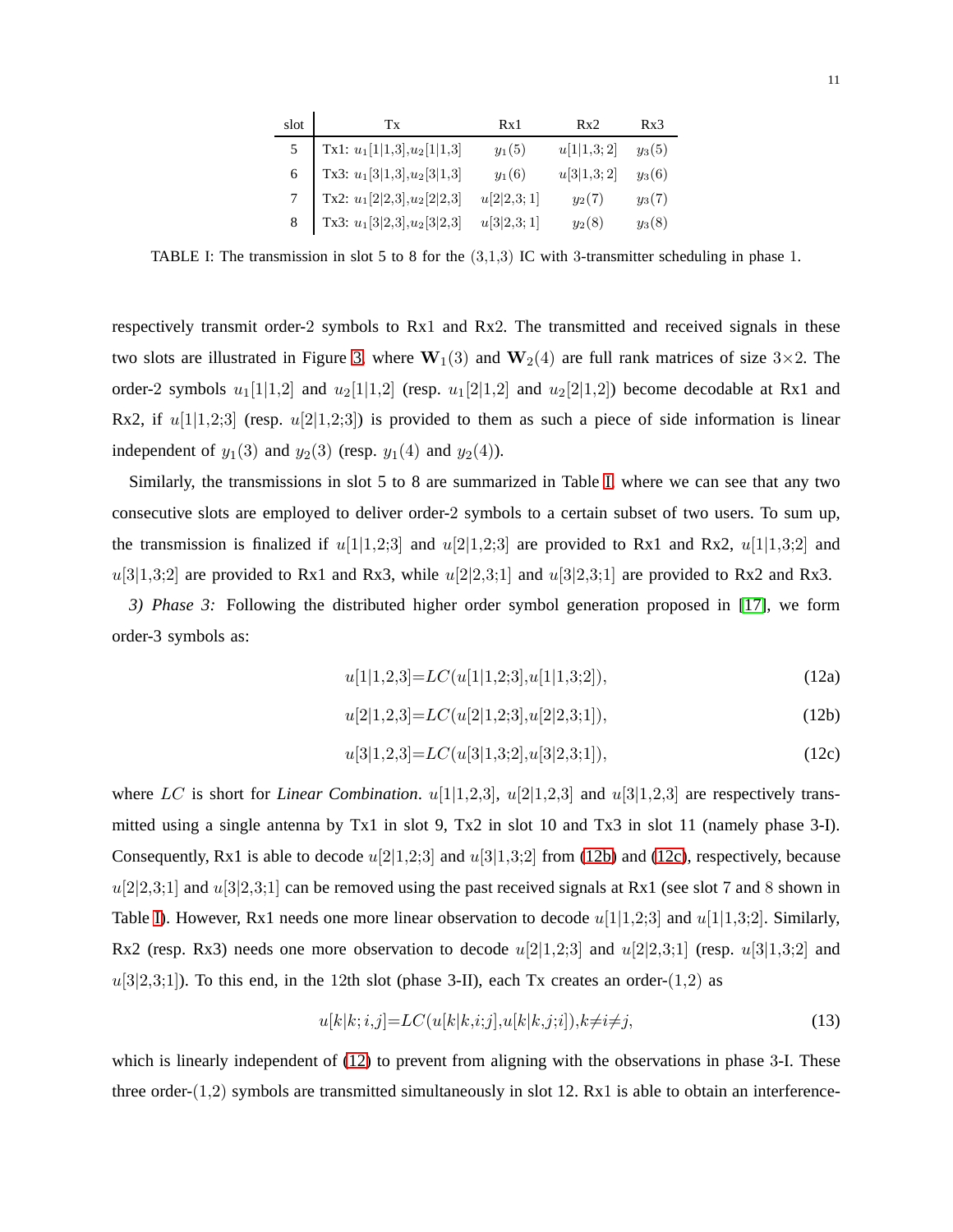| slot | Tx | Rx1 | Rx2 | Rx3 |
|---|---|---|---|---|
| 5 | Tx1: $u_1[1\|1{,}3]$,$u_2[1\|1{,}3]$ | $y_1(5)$ | $u[1\|1{,}3;2]$ | $y_3(5)$ |
| 6 | Tx3: $u_1[3\|1{,}3]$,$u_2[3\|1{,}3]$ | $y_1(6)$ | $u[3\|1{,}3;2]$ | $y_3(6)$ |
| 7 | Tx2: $u_1[2\|2{,}3]$,$u_2[2\|2{,}3]$ | $u[2\|2{,}3;1]$ | $y_2(7)$ | $y_3(7)$ |
| 8 | Tx3: $u_1[3\|2{,}3]$,$u_2[3\|2{,}3]$ | $u[3\|2{,}3;1]$ | $y_2(8)$ | $y_3(8)$ |

TABLE I: The transmission in slot 5 to 8 for the (3,1,3) IC with 3-transmitter scheduling in phase 1.

respectively transmit order-2 symbols to Rx1 and Rx2. The transmitted and received signals in these two slots are illustrated in Figure 3, where $\mathbf{W}_1(3)$ and $\mathbf{W}_2(4)$ are full rank matrices of size $3{\times}2$. The order-2 symbols $u_1[1|1{,}2]$ and $u_2[1|1{,}2]$ (resp. $u_1[2|1{,}2]$ and $u_2[2|1{,}2]$) become decodable at Rx1 and Rx2, if $u[1|1{,}2;3]$ (resp. $u[2|1{,}2;3]$) is provided to them as such a piece of side information is linear independent of $y_1(3)$ and $y_2(3)$ (resp. $y_1(4)$ and $y_2(4)$).

Similarly, the transmissions in slot 5 to 8 are summarized in Table I, where we can see that any two consecutive slots are employed to deliver order-2 symbols to a certain subset of two users. To sum up, the transmission is finalized if $u[1|1{,}2;3]$ and $u[2|1{,}2;3]$ are provided to Rx1 and Rx2, $u[1|1{,}3;2]$ and $u[3|1{,}3;2]$ are provided to Rx1 and Rx3, while $u[2|2{,}3;1]$ and $u[3|2{,}3;1]$ are provided to Rx2 and Rx3.

*3) Phase 3:* Following the distributed higher order symbol generation proposed in [17], we form order-3 symbols as:

$$u[1|1{,}2{,}3]{=}LC(u[1|1{,}2;3],u[1|1{,}3;2]), \tag{12a}$$

$$u[2|1{,}2{,}3]{=}LC(u[2|1{,}2;3],u[2|2{,}3;1]), \tag{12b}$$

$$u[3|1{,}2{,}3]{=}LC(u[3|1{,}3;2],u[3|2{,}3;1]), \tag{12c}$$

where $LC$ is short for *Linear Combination*. $u[1|1{,}2{,}3]$, $u[2|1{,}2{,}3]$ and $u[3|1{,}2{,}3]$ are respectively transmitted using a single antenna by Tx1 in slot 9, Tx2 in slot 10 and Tx3 in slot 11 (namely phase 3-I). Consequently, Rx1 is able to decode $u[2|1{,}2;3]$ and $u[3|1{,}3;2]$ from (12b) and (12c), respectively, because $u[2|2{,}3;1]$ and $u[3|2{,}3;1]$ can be removed using the past received signals at Rx1 (see slot 7 and 8 shown in Table I). However, Rx1 needs one more linear observation to decode $u[1|1{,}2;3]$ and $u[1|1{,}3;2]$. Similarly, Rx2 (resp. Rx3) needs one more observation to decode $u[2|1{,}2;3]$ and $u[2|2{,}3;1]$ (resp. $u[3|1{,}3;2]$ and $u[3|2{,}3;1]$). To this end, in the 12th slot (phase 3-II), each Tx creates an order-$(1,2)$ as

$$u[k|k;i{,}j]{=}LC(u[k|k{,}i;j],u[k|k{,}j;i]),k{\neq}i{\neq}j, \tag{13}$$

which is linearly independent of (12) to prevent from aligning with the observations in phase 3-I. These three order-$(1,2)$ symbols are transmitted simultaneously in slot 12. Rx1 is able to obtain an interference-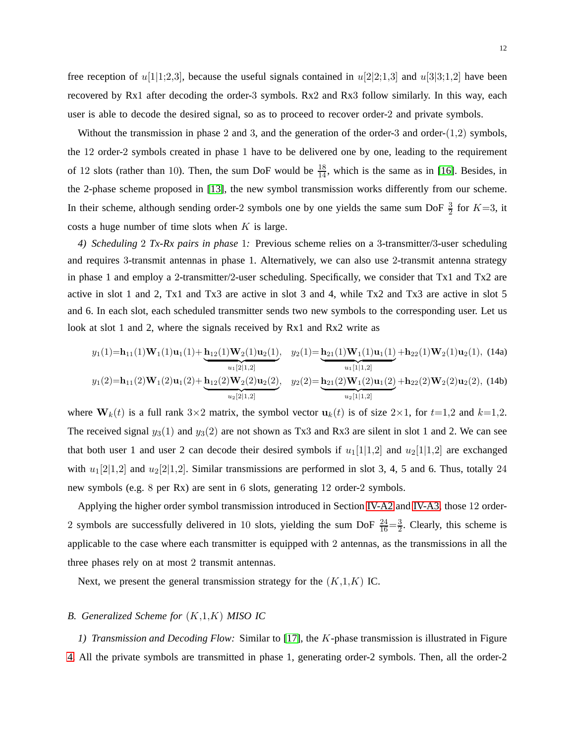free reception of $u[1|1;2,3]$, because the useful signals contained in $u[2|2;1,3]$ and $u[3|3;1,2]$ have been recovered by Rx1 after decoding the order-3 symbols. Rx2 and Rx3 follow similarly. In this way, each user is able to decode the desired signal, so as to proceed to recover order-2 and private symbols.

Without the transmission in phase 2 and 3, and the generation of the order-3 and order-$(1,2)$ symbols, the 12 order-2 symbols created in phase 1 have to be delivered one by one, leading to the requirement of 12 slots (rather than 10). Then, the sum DoF would be $\frac{18}{14}$, which is the same as in [16]. Besides, in the 2-phase scheme proposed in [13], the new symbol transmission works differently from our scheme. In their scheme, although sending order-2 symbols one by one yields the same sum DoF $\frac{3}{2}$ for $K{=}3$, it costs a huge number of time slots when $K$ is large.

*4) Scheduling 2 Tx-Rx pairs in phase 1:* Previous scheme relies on a 3-transmitter/3-user scheduling and requires 3-transmit antennas in phase 1. Alternatively, we can also use 2-transmit antenna strategy in phase 1 and employ a 2-transmitter/2-user scheduling. Specifically, we consider that Tx1 and Tx2 are active in slot 1 and 2, Tx1 and Tx3 are active in slot 3 and 4, while Tx2 and Tx3 are active in slot 5 and 6. In each slot, each scheduled transmitter sends two new symbols to the corresponding user. Let us look at slot 1 and 2, where the signals received by Rx1 and Rx2 write as

$$y_1(1){=}\mathbf{h}_{11}(1)\mathbf{W}_1(1)\mathbf{u}_1(1){+}\underbrace{\mathbf{h}_{12}(1)\mathbf{W}_2(1)\mathbf{u}_2(1)}_{u_1[2|1,2]},\quad y_2(1){=}\underbrace{\mathbf{h}_{21}(1)\mathbf{W}_1(1)\mathbf{u}_1(1)}_{u_1[1|1,2]}{+}\mathbf{h}_{22}(1)\mathbf{W}_2(1)\mathbf{u}_2(1), \tag{14a}$$

$$y_1(2){=}\mathbf{h}_{11}(2)\mathbf{W}_1(2)\mathbf{u}_1(2){+}\underbrace{\mathbf{h}_{12}(2)\mathbf{W}_2(2)\mathbf{u}_2(2)}_{u_2[2|1,2]},\quad y_2(2){=}\underbrace{\mathbf{h}_{21}(2)\mathbf{W}_1(2)\mathbf{u}_1(2)}_{u_2[1|1,2]}{+}\mathbf{h}_{22}(2)\mathbf{W}_2(2)\mathbf{u}_2(2), \tag{14b}$$

where $\mathbf{W}_k(t)$ is a full rank $3{\times}2$ matrix, the symbol vector $\mathbf{u}_k(t)$ is of size $2{\times}1$, for $t{=}1{,}2$ and $k{=}1{,}2$. The received signal $y_3(1)$ and $y_3(2)$ are not shown as Tx3 and Rx3 are silent in slot 1 and 2. We can see that both user 1 and user 2 can decode their desired symbols if $u_1[1|1{,}2]$ and $u_2[1|1{,}2]$ are exchanged with $u_1[2|1{,}2]$ and $u_2[2|1{,}2]$. Similar transmissions are performed in slot 3, 4, 5 and 6. Thus, totally 24 new symbols (e.g. 8 per Rx) are sent in 6 slots, generating 12 order-2 symbols.

Applying the higher order symbol transmission introduced in Section IV-A2 and IV-A3, those 12 order-2 symbols are successfully delivered in 10 slots, yielding the sum DoF $\frac{24}{16}{=}\frac{3}{2}$. Clearly, this scheme is applicable to the case where each transmitter is equipped with 2 antennas, as the transmissions in all the three phases rely on at most 2 transmit antennas.

Next, we present the general transmission strategy for the $(K{,}1{,}K)$ IC.

### B. Generalized Scheme for $(K{,}1{,}K)$ MISO IC

*1) Transmission and Decoding Flow:* Similar to [17], the $K$-phase transmission is illustrated in Figure 4. All the private symbols are transmitted in phase 1, generating order-2 symbols. Then, all the order-2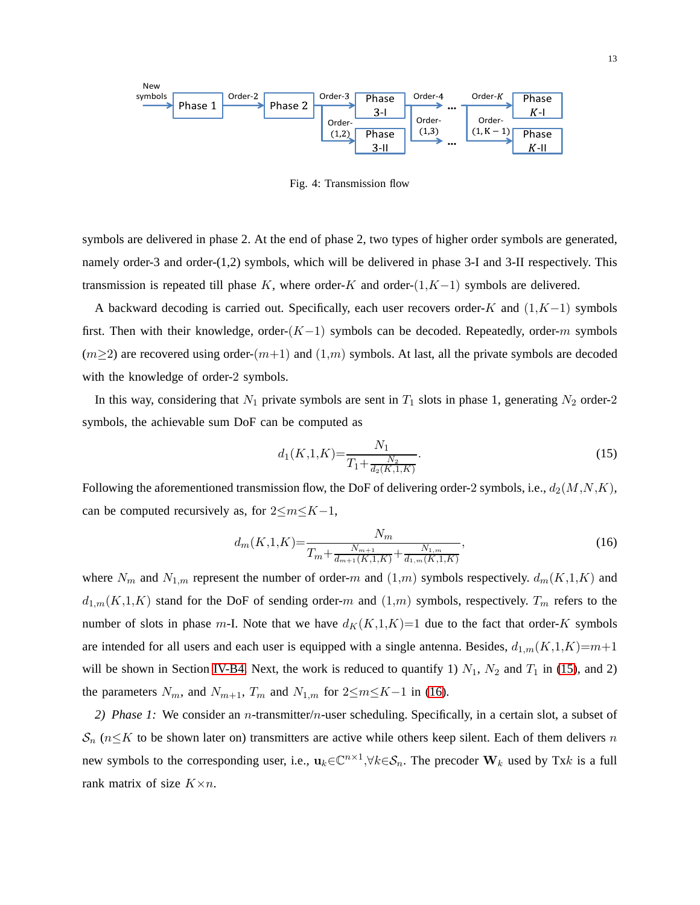Fig. 4: Transmission flow

symbols are delivered in phase 2. At the end of phase 2, two types of higher order symbols are generated, namely order-3 and order-(1,2) symbols, which will be delivered in phase 3-I and 3-II respectively. This transmission is repeated till phase $K$, where order-$K$ and order-$(1,K-1)$ symbols are delivered.

A backward decoding is carried out. Specifically, each user recovers order-$K$ and $(1,K-1)$ symbols first. Then with their knowledge, order-$(K-1)$ symbols can be decoded. Repeatedly, order-$m$ symbols $(m\geq 2)$ are recovered using order-$(m+1)$ and $(1,m)$ symbols. At last, all the private symbols are decoded with the knowledge of order-2 symbols.

In this way, considering that $N_1$ private symbols are sent in $T_1$ slots in phase 1, generating $N_2$ order-2 symbols, the achievable sum DoF can be computed as

$$d_1(K,1,K)=\frac{N_1}{T_1+\frac{N_2}{d_2(K,1,K)}}. \tag{15}$$

Following the aforementioned transmission flow, the DoF of delivering order-2 symbols, i.e., $d_2(M,N,K)$, can be computed recursively as, for $2\leq m\leq K-1$,

$$d_m(K,1,K)=\frac{N_m}{T_m+\frac{N_{m+1}}{d_{m+1}(K,1,K)}+\frac{N_{1,m}}{d_{1,m}(K,1,K)}}, \tag{16}$$

where $N_m$ and $N_{1,m}$ represent the number of order-$m$ and $(1,m)$ symbols respectively. $d_m(K,1,K)$ and $d_{1,m}(K,1,K)$ stand for the DoF of sending order-$m$ and $(1,m)$ symbols, respectively. $T_m$ refers to the number of slots in phase $m$-I. Note that we have $d_K(K,1,K)=1$ due to the fact that order-$K$ symbols are intended for all users and each user is equipped with a single antenna. Besides, $d_{1,m}(K,1,K)=m+1$ will be shown in Section IV-B4. Next, the work is reduced to quantify 1) $N_1$, $N_2$ and $T_1$ in (15), and 2) the parameters $N_m$, and $N_{m+1}$, $T_m$ and $N_{1,m}$ for $2\leq m\leq K-1$ in (16).

*2) Phase 1:* We consider an $n$-transmitter/$n$-user scheduling. Specifically, in a certain slot, a subset of $\mathcal{S}_n$ ($n\leq K$ to be shown later on) transmitters are active while others keep silent. Each of them delivers $n$ new symbols to the corresponding user, i.e., $\mathbf{u}_k\in\mathbb{C}^{n\times 1},\forall k\in\mathcal{S}_n$. The precoder $\mathbf{W}_k$ used by Tx$k$ is a full rank matrix of size $K\times n$.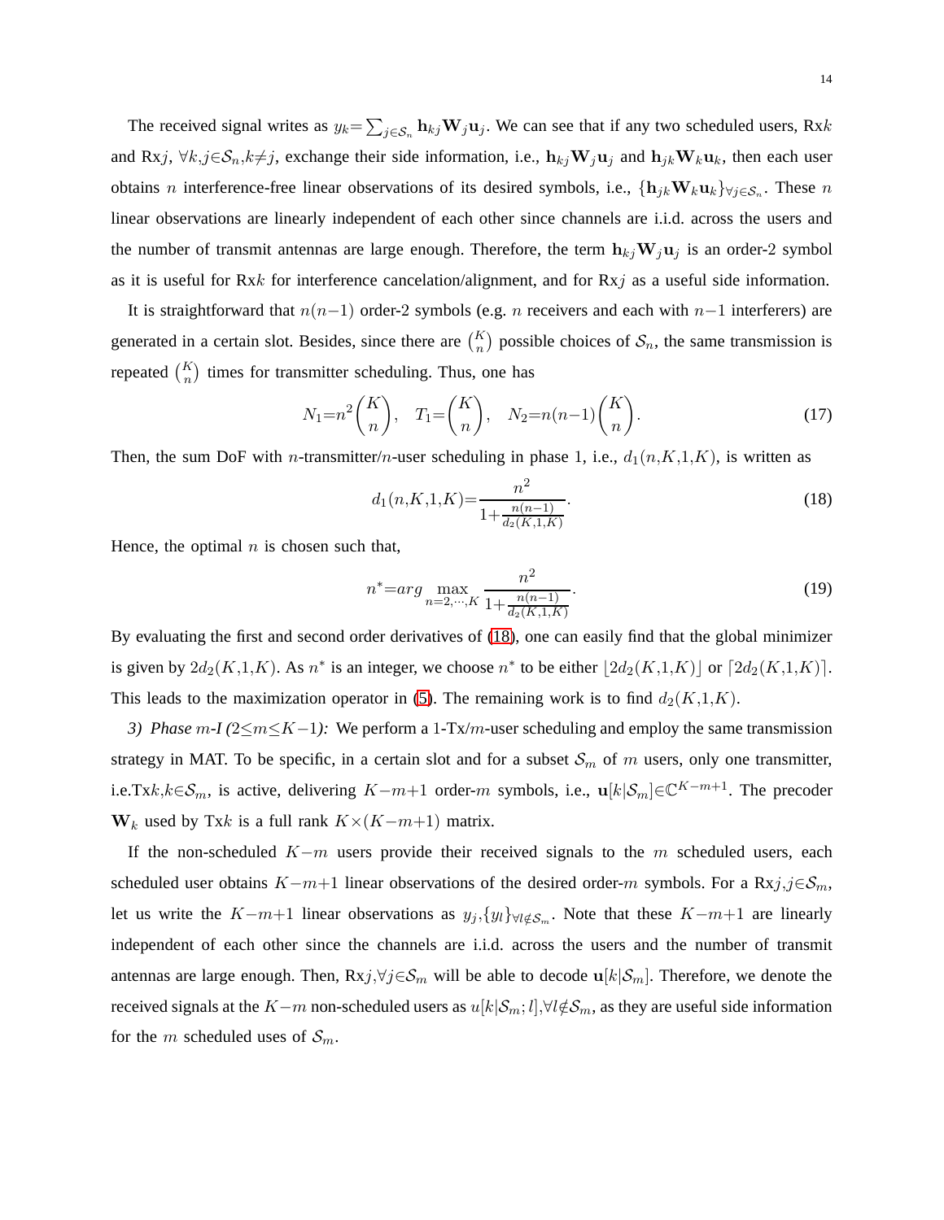The received signal writes as $y_k = \sum_{j \in \mathcal{S}_n} \mathbf{h}_{kj} \mathbf{W}_j \mathbf{u}_j$. We can see that if any two scheduled users, Rx$k$ and Rx$j$, $\forall k,j \in \mathcal{S}_n, k \neq j$, exchange their side information, i.e., $\mathbf{h}_{kj} \mathbf{W}_j \mathbf{u}_j$ and $\mathbf{h}_{jk} \mathbf{W}_k \mathbf{u}_k$, then each user obtains $n$ interference-free linear observations of its desired symbols, i.e., $\{\mathbf{h}_{jk} \mathbf{W}_k \mathbf{u}_k\}_{\forall j \in \mathcal{S}_n}$. These $n$ linear observations are linearly independent of each other since channels are i.i.d. across the users and the number of transmit antennas are large enough. Therefore, the term $\mathbf{h}_{kj} \mathbf{W}_j \mathbf{u}_j$ is an order-2 symbol as it is useful for Rx$k$ for interference cancelation/alignment, and for Rx$j$ as a useful side information.

It is straightforward that $n(n-1)$ order-2 symbols (e.g. $n$ receivers and each with $n-1$ interferers) are generated in a certain slot. Besides, since there are $\binom{K}{n}$ possible choices of $\mathcal{S}_n$, the same transmission is repeated $\binom{K}{n}$ times for transmitter scheduling. Thus, one has

$$N_1 = n^2 \binom{K}{n}, \quad T_1 = \binom{K}{n}, \quad N_2 = n(n-1) \binom{K}{n}. \tag{17}$$

Then, the sum DoF with $n$-transmitter/$n$-user scheduling in phase 1, i.e., $d_1(n,K,1,K)$, is written as

$$d_1(n,K,1,K) = \frac{n^2}{1 + \frac{n(n-1)}{d_2(K,1,K)}}. \tag{18}$$

Hence, the optimal $n$ is chosen such that,

$$n^* = arg \max_{n=2,\cdots,K} \frac{n^2}{1 + \frac{n(n-1)}{d_2(K,1,K)}}. \tag{19}$$

By evaluating the first and second order derivatives of (18), one can easily find that the global minimizer is given by $2d_2(K,1,K)$. As $n^*$ is an integer, we choose $n^*$ to be either $\lfloor 2d_2(K,1,K) \rfloor$ or $\lceil 2d_2(K,1,K) \rceil$. This leads to the maximization operator in (5). The remaining work is to find $d_2(K,1,K)$.

*3) Phase $m$-I ($2 \leq m \leq K-1$):* We perform a 1-Tx/$m$-user scheduling and employ the same transmission strategy in MAT. To be specific, in a certain slot and for a subset $\mathcal{S}_m$ of $m$ users, only one transmitter, i.e.Tx$k, k \in \mathcal{S}_m$, is active, delivering $K-m+1$ order-$m$ symbols, i.e., $\mathbf{u}[k|\mathcal{S}_m] \in \mathbb{C}^{K-m+1}$. The precoder $\mathbf{W}_k$ used by Tx$k$ is a full rank $K \times (K-m+1)$ matrix.

If the non-scheduled $K-m$ users provide their received signals to the $m$ scheduled users, each scheduled user obtains $K-m+1$ linear observations of the desired order-$m$ symbols. For a Rx$j, j \in \mathcal{S}_m$, let us write the $K-m+1$ linear observations as $y_j, \{y_l\}_{\forall l \notin \mathcal{S}_m}$. Note that these $K-m+1$ are linearly independent of each other since the channels are i.i.d. across the users and the number of transmit antennas are large enough. Then, Rx$j, \forall j \in \mathcal{S}_m$ will be able to decode $\mathbf{u}[k|\mathcal{S}_m]$. Therefore, we denote the received signals at the $K-m$ non-scheduled users as $u[k|\mathcal{S}_m; l], \forall l \notin \mathcal{S}_m$, as they are useful side information for the $m$ scheduled uses of $\mathcal{S}_m$.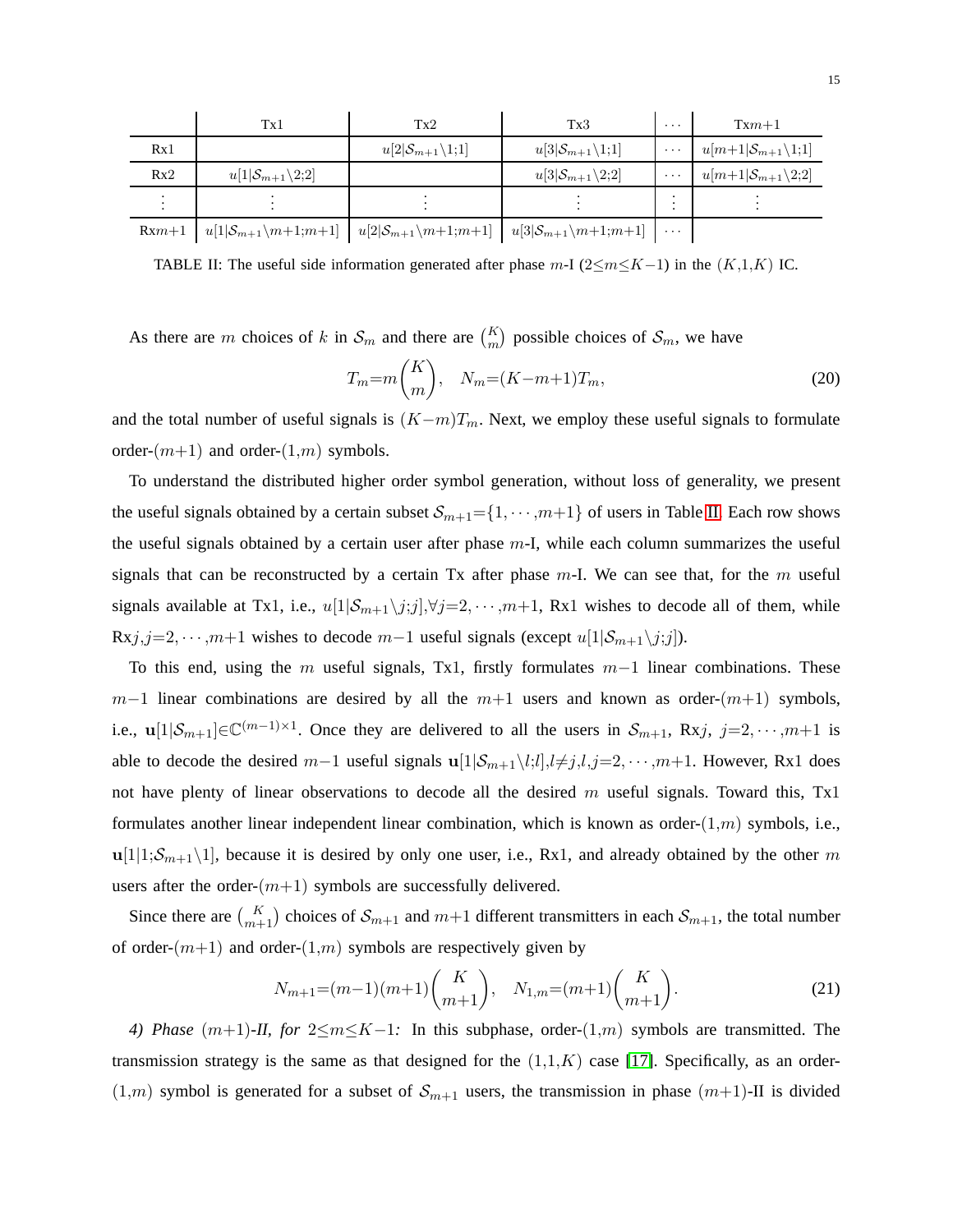| | Tx1 | Tx2 | Tx3 | $\cdots$ | Tx$m$+1 |
|---|---|---|---|---|---|
| Rx1 | | $u[2\|\mathcal{S}_{m+1}\backslash 1;1]$ | $u[3\|\mathcal{S}_{m+1}\backslash 1;1]$ | $\cdots$ | $u[m+1\|\mathcal{S}_{m+1}\backslash 1;1]$ |
| Rx2 | $u[1\|\mathcal{S}_{m+1}\backslash 2;2]$ | | $u[3\|\mathcal{S}_{m+1}\backslash 2;2]$ | $\cdots$ | $u[m+1\|\mathcal{S}_{m+1}\backslash 2;2]$ |
| $\vdots$ | $\vdots$ | $\vdots$ | $\vdots$ | $\vdots$ | $\vdots$ |
| Rx$m$+1 | $u[1\|\mathcal{S}_{m+1}\backslash m+1;m+1]$ | $u[2\|\mathcal{S}_{m+1}\backslash m+1;m+1]$ | $u[3\|\mathcal{S}_{m+1}\backslash m+1;m+1]$ | $\cdots$ | |

TABLE II: The useful side information generated after phase $m$-I ($2\leq m\leq K-1$) in the $(K,1,K)$ IC.

As there are $m$ choices of $k$ in $\mathcal{S}_m$ and there are $\binom{K}{m}$ possible choices of $\mathcal{S}_m$, we have

$$T_m=m\binom{K}{m},\quad N_m=(K-m+1)T_m, \tag{20}$$

and the total number of useful signals is $(K-m)T_m$. Next, we employ these useful signals to formulate order-$(m+1)$ and order-$(1,m)$ symbols.

To understand the distributed higher order symbol generation, without loss of generality, we present the useful signals obtained by a certain subset $\mathcal{S}_{m+1}=\{1,\cdots,m+1\}$ of users in Table II. Each row shows the useful signals obtained by a certain user after phase $m$-I, while each column summarizes the useful signals that can be reconstructed by a certain Tx after phase $m$-I. We can see that, for the $m$ useful signals available at Tx1, i.e., $u[1|\mathcal{S}_{m+1}\backslash j;j],\forall j=2,\cdots,m+1$, Rx1 wishes to decode all of them, while Rx$j,j=2,\cdots,m+1$ wishes to decode $m-1$ useful signals (except $u[1|\mathcal{S}_{m+1}\backslash j;j]$).

To this end, using the $m$ useful signals, Tx1, firstly formulates $m-1$ linear combinations. These $m-1$ linear combinations are desired by all the $m+1$ users and known as order-$(m+1)$ symbols, i.e., $\mathbf{u}[1|\mathcal{S}_{m+1}]\in\mathbb{C}^{(m-1)\times 1}$. Once they are delivered to all the users in $\mathcal{S}_{m+1}$, Rx$j$, $j=2,\cdots,m+1$ is able to decode the desired $m-1$ useful signals $\mathbf{u}[1|\mathcal{S}_{m+1}\backslash l;l],l\neq j,l,j=2,\cdots,m+1$. However, Rx1 does not have plenty of linear observations to decode all the desired $m$ useful signals. Toward this, Tx1 formulates another linear independent linear combination, which is known as order-$(1,m)$ symbols, i.e., $\mathbf{u}[1|1;\mathcal{S}_{m+1}\backslash 1]$, because it is desired by only one user, i.e., Rx1, and already obtained by the other $m$ users after the order-$(m+1)$ symbols are successfully delivered.

Since there are $\binom{K}{m+1}$ choices of $\mathcal{S}_{m+1}$ and $m+1$ different transmitters in each $\mathcal{S}_{m+1}$, the total number of order-$(m+1)$ and order-$(1,m)$ symbols are respectively given by

$$N_{m+1}=(m-1)(m+1)\binom{K}{m+1},\quad N_{1,m}=(m+1)\binom{K}{m+1}. \tag{21}$$

*4) Phase $(m+1)$-II, for $2\leq m\leq K-1$:* In this subphase, order-$(1,m)$ symbols are transmitted. The transmission strategy is the same as that designed for the $(1,1,K)$ case [17]. Specifically, as an order-$(1,m)$ symbol is generated for a subset of $\mathcal{S}_{m+1}$ users, the transmission in phase $(m+1)$-II is divided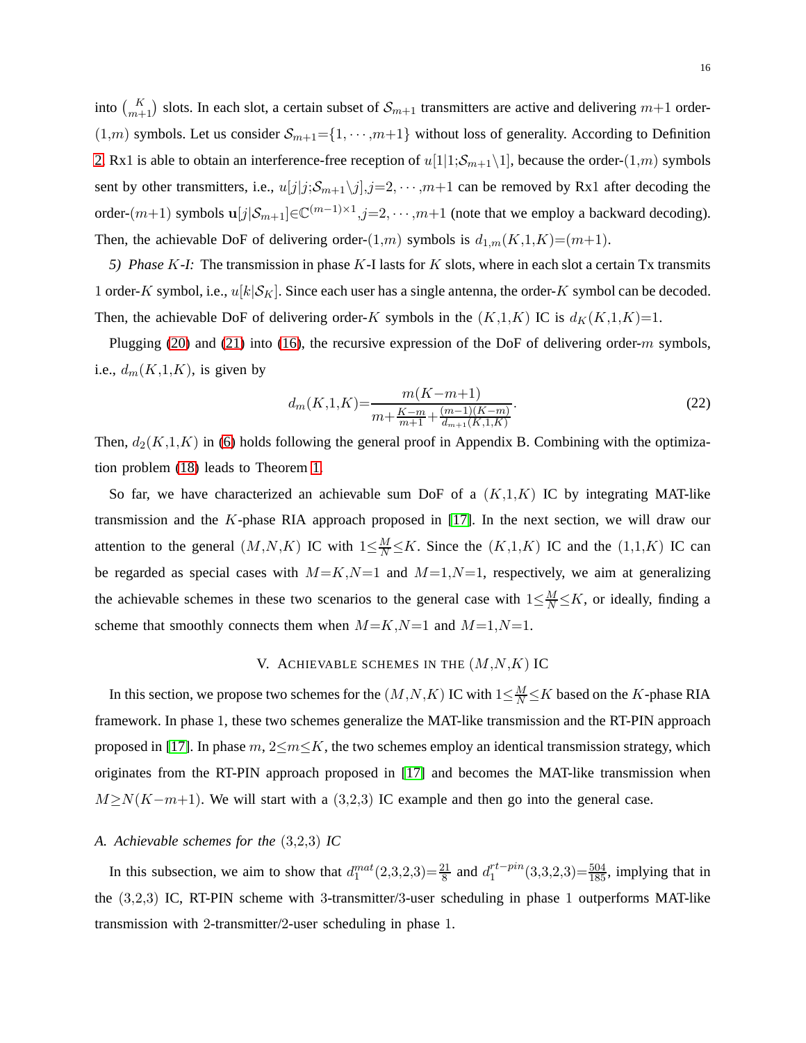into $\binom{K}{m+1}$ slots. In each slot, a certain subset of $\mathcal{S}_{m+1}$ transmitters are active and delivering $m+1$ order-$(1,m)$ symbols. Let us consider $\mathcal{S}_{m+1}=\{1,\cdots,m+1\}$ without loss of generality. According to Definition 2, Rx1 is able to obtain an interference-free reception of $u[1|1;\mathcal{S}_{m+1}\backslash 1]$, because the order-$(1,m)$ symbols sent by other transmitters, i.e., $u[j|j;\mathcal{S}_{m+1}\backslash j],j=2,\cdots,m+1$ can be removed by Rx1 after decoding the order-$(m+1)$ symbols $\mathbf{u}[j|\mathcal{S}_{m+1}]\in\mathbb{C}^{(m-1)\times 1},j=2,\cdots,m+1$ (note that we employ a backward decoding). Then, the achievable DoF of delivering order-$(1,m)$ symbols is $d_{1,m}(K,1,K)=(m+1)$.

*5) Phase $K$-I:* The transmission in phase $K$-I lasts for $K$ slots, where in each slot a certain Tx transmits 1 order-$K$ symbol, i.e., $u[k|\mathcal{S}_K]$. Since each user has a single antenna, the order-$K$ symbol can be decoded. Then, the achievable DoF of delivering order-$K$ symbols in the $(K,1,K)$ IC is $d_K(K,1,K)=1$.

Plugging (20) and (21) into (16), the recursive expression of the DoF of delivering order-$m$ symbols, i.e., $d_m(K,1,K)$, is given by

$$d_m(K,1,K)=\frac{m(K-m+1)}{m+\frac{K-m}{m+1}+\frac{(m-1)(K-m)}{d_{m+1}(K,1,K)}}. \tag{22}$$

Then, $d_2(K,1,K)$ in (6) holds following the general proof in Appendix B. Combining with the optimization problem (18) leads to Theorem 1.

So far, we have characterized an achievable sum DoF of a $(K,1,K)$ IC by integrating MAT-like transmission and the $K$-phase RIA approach proposed in [17]. In the next section, we will draw our attention to the general $(M,N,K)$ IC with $1\le\frac{M}{N}\le K$. Since the $(K,1,K)$ IC and the $(1,1,K)$ IC can be regarded as special cases with $M=K,N=1$ and $M=1,N=1$, respectively, we aim at generalizing the achievable schemes in these two scenarios to the general case with $1\le\frac{M}{N}\le K$, or ideally, finding a scheme that smoothly connects them when $M=K,N=1$ and $M=1,N=1$.

## V. Achievable schemes in the $(M,N,K)$ IC

In this section, we propose two schemes for the $(M,N,K)$ IC with $1\le\frac{M}{N}\le K$ based on the $K$-phase RIA framework. In phase 1, these two schemes generalize the MAT-like transmission and the RT-PIN approach proposed in [17]. In phase $m$, $2\le m\le K$, the two schemes employ an identical transmission strategy, which originates from the RT-PIN approach proposed in [17] and becomes the MAT-like transmission when $M\ge N(K-m+1)$. We will start with a (3,2,3) IC example and then go into the general case.

### *A. Achievable schemes for the* (3,2,3) *IC*

In this subsection, we aim to show that $d_1^{mat}(2,3,2,3)=\frac{21}{8}$ and $d_1^{rt-pin}(3,3,2,3)=\frac{504}{185}$, implying that in the (3,2,3) IC, RT-PIN scheme with 3-transmitter/3-user scheduling in phase 1 outperforms MAT-like transmission with 2-transmitter/2-user scheduling in phase 1.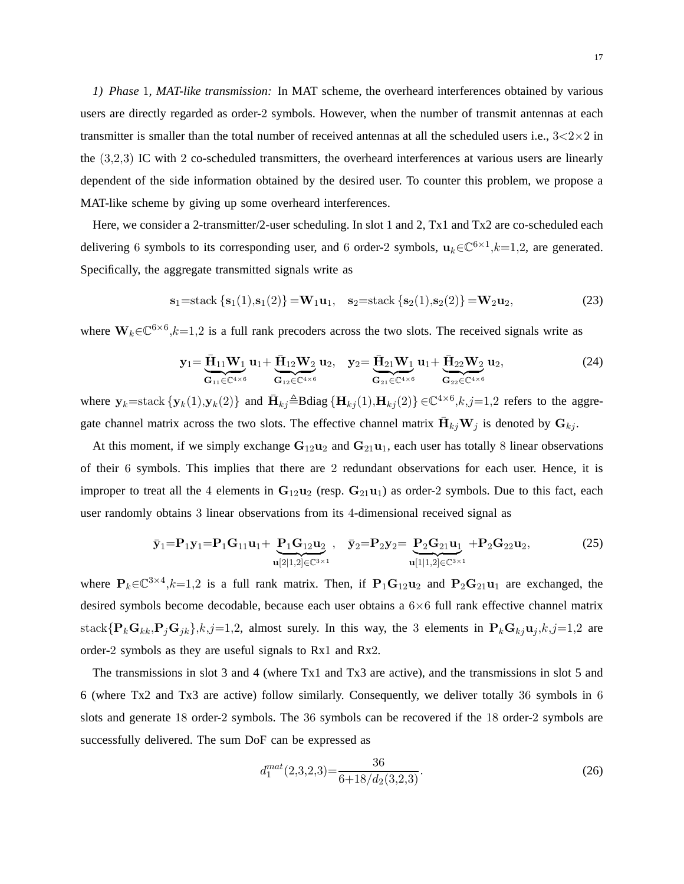*1) Phase 1, MAT-like transmission:* In MAT scheme, the overheard interferences obtained by various users are directly regarded as order-2 symbols. However, when the number of transmit antennas at each transmitter is smaller than the total number of received antennas at all the scheduled users i.e., $3<2\times 2$ in the $(3,2,3)$ IC with $2$ co-scheduled transmitters, the overheard interferences at various users are linearly dependent of the side information obtained by the desired user. To counter this problem, we propose a MAT-like scheme by giving up some overheard interferences.

Here, we consider a 2-transmitter/2-user scheduling. In slot 1 and 2, Tx1 and Tx2 are co-scheduled each delivering $6$ symbols to its corresponding user, and $6$ order-2 symbols, $\mathbf{u}_k\in\mathbb{C}^{6\times 1},k=1,2$, are generated. Specifically, the aggregate transmitted signals write as

$$\mathbf{s}_1=\text{stack}\left\{\mathbf{s}_1(1),\mathbf{s}_1(2)\right\}=\mathbf{W}_1\mathbf{u}_1,\quad \mathbf{s}_2=\text{stack}\left\{\mathbf{s}_2(1),\mathbf{s}_2(2)\right\}=\mathbf{W}_2\mathbf{u}_2, \tag{23}$$

where $\mathbf{W}_k\in\mathbb{C}^{6\times 6},k=1,2$ is a full rank precoders across the two slots. The received signals write as

$$\mathbf{y}_1=\underbrace{\bar{\mathbf{H}}_{11}\mathbf{W}_1}_{\mathbf{G}_{11}\in\mathbb{C}^{4\times 6}}\mathbf{u}_1+\underbrace{\bar{\mathbf{H}}_{12}\mathbf{W}_2}_{\mathbf{G}_{12}\in\mathbb{C}^{4\times 6}}\mathbf{u}_2,\quad \mathbf{y}_2=\underbrace{\bar{\mathbf{H}}_{21}\mathbf{W}_1}_{\mathbf{G}_{21}\in\mathbb{C}^{4\times 6}}\mathbf{u}_1+\underbrace{\bar{\mathbf{H}}_{22}\mathbf{W}_2}_{\mathbf{G}_{22}\in\mathbb{C}^{4\times 6}}\mathbf{u}_2, \tag{24}$$

where $\mathbf{y}_k=\text{stack}\left\{\mathbf{y}_k(1),\mathbf{y}_k(2)\right\}$ and $\bar{\mathbf{H}}_{kj}\triangleq\text{Bdiag}\left\{\mathbf{H}_{kj}(1),\mathbf{H}_{kj}(2)\right\}\in\mathbb{C}^{4\times 6},k,j=1,2$ refers to the aggregate channel matrix across the two slots. The effective channel matrix $\bar{\mathbf{H}}_{kj}\mathbf{W}_j$ is denoted by $\mathbf{G}_{kj}$.

At this moment, if we simply exchange $\mathbf{G}_{12}\mathbf{u}_2$ and $\mathbf{G}_{21}\mathbf{u}_1$, each user has totally $8$ linear observations of their $6$ symbols. This implies that there are $2$ redundant observations for each user. Hence, it is improper to treat all the $4$ elements in $\mathbf{G}_{12}\mathbf{u}_2$ (resp. $\mathbf{G}_{21}\mathbf{u}_1$) as order-2 symbols. Due to this fact, each user randomly obtains $3$ linear observations from its $4$-dimensional received signal as

$$\bar{\mathbf{y}}_1=\mathbf{P}_1\mathbf{y}_1=\mathbf{P}_1\mathbf{G}_{11}\mathbf{u}_1+\underbrace{\mathbf{P}_1\mathbf{G}_{12}\mathbf{u}_2}_{\mathbf{u}[2|1,2]\in\mathbb{C}^{3\times 1}},\quad \bar{\mathbf{y}}_2=\mathbf{P}_2\mathbf{y}_2=\underbrace{\mathbf{P}_2\mathbf{G}_{21}\mathbf{u}_1}_{\mathbf{u}[1|1,2]\in\mathbb{C}^{3\times 1}}+\mathbf{P}_2\mathbf{G}_{22}\mathbf{u}_2, \tag{25}$$

where $\mathbf{P}_k\in\mathbb{C}^{3\times 4},k=1,2$ is a full rank matrix. Then, if $\mathbf{P}_1\mathbf{G}_{12}\mathbf{u}_2$ and $\mathbf{P}_2\mathbf{G}_{21}\mathbf{u}_1$ are exchanged, the desired symbols become decodable, because each user obtains a $6\times 6$ full rank effective channel matrix $\text{stack}\{\mathbf{P}_k\mathbf{G}_{kk},\mathbf{P}_j\mathbf{G}_{jk}\},k,j=1,2$, almost surely. In this way, the $3$ elements in $\mathbf{P}_k\mathbf{G}_{kj}\mathbf{u}_j,k,j=1,2$ are order-2 symbols as they are useful signals to Rx1 and Rx2.

The transmissions in slot 3 and 4 (where Tx1 and Tx3 are active), and the transmissions in slot 5 and 6 (where Tx2 and Tx3 are active) follow similarly. Consequently, we deliver totally $36$ symbols in $6$ slots and generate $18$ order-2 symbols. The $36$ symbols can be recovered if the $18$ order-2 symbols are successfully delivered. The sum DoF can be expressed as

$$d_1^{mat}(2,3,2,3)=\frac{36}{6+18/d_2(3,2,3)}. \tag{26}$$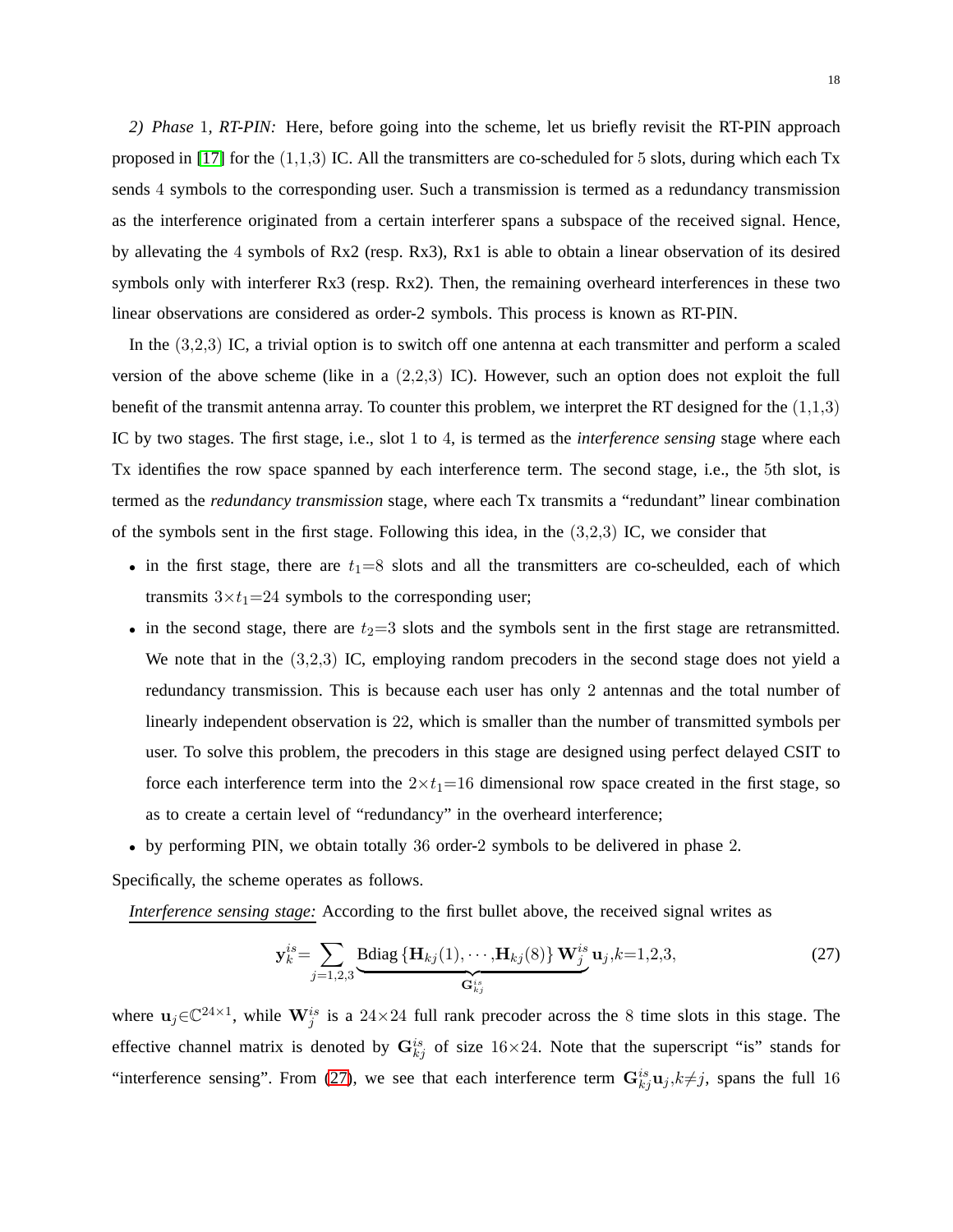*2) Phase* 1*, RT-PIN:* Here, before going into the scheme, let us briefly revisit the RT-PIN approach proposed in [17] for the (1,1,3) IC. All the transmitters are co-scheduled for 5 slots, during which each Tx sends 4 symbols to the corresponding user. Such a transmission is termed as a redundancy transmission as the interference originated from a certain interferer spans a subspace of the received signal. Hence, by allevating the 4 symbols of Rx2 (resp. Rx3), Rx1 is able to obtain a linear observation of its desired symbols only with interferer Rx3 (resp. Rx2). Then, the remaining overheard interferences in these two linear observations are considered as order-2 symbols. This process is known as RT-PIN.

In the (3,2,3) IC, a trivial option is to switch off one antenna at each transmitter and perform a scaled version of the above scheme (like in a (2,2,3) IC). However, such an option does not exploit the full benefit of the transmit antenna array. To counter this problem, we interpret the RT designed for the (1,1,3) IC by two stages. The first stage, i.e., slot 1 to 4, is termed as the *interference sensing* stage where each Tx identifies the row space spanned by each interference term. The second stage, i.e., the 5th slot, is termed as the *redundancy transmission* stage, where each Tx transmits a "redundant" linear combination of the symbols sent in the first stage. Following this idea, in the (3,2,3) IC, we consider that

- in the first stage, there are $t_1{=}8$ slots and all the transmitters are co-scheulded, each of which transmits $3{\times}t_1{=}24$ symbols to the corresponding user;
- in the second stage, there are $t_2{=}3$ slots and the symbols sent in the first stage are retransmitted. We note that in the (3,2,3) IC, employing random precoders in the second stage does not yield a redundancy transmission. This is because each user has only 2 antennas and the total number of linearly independent observation is 22, which is smaller than the number of transmitted symbols per user. To solve this problem, the precoders in this stage are designed using perfect delayed CSIT to force each interference term into the $2{\times}t_1{=}16$ dimensional row space created in the first stage, so as to create a certain level of "redundancy" in the overheard interference;
- by performing PIN, we obtain totally 36 order-2 symbols to be delivered in phase 2.

Specifically, the scheme operates as follows.

<u>*Interference sensing stage:*</u> According to the first bullet above, the received signal writes as

$$\mathbf{y}_k^{is}{=}\sum_{j=1,2,3}\underbrace{\text{Bdiag}\left\{\mathbf{H}_{kj}(1),\cdots,\mathbf{H}_{kj}(8)\right\}\mathbf{W}_j^{is}}_{\mathbf{G}_{kj}^{is}}\mathbf{u}_j,k{=}1,2,3, \tag{27}$$

where $\mathbf{u}_j{\in}\mathbb{C}^{24\times 1}$, while $\mathbf{W}_j^{is}$ is a $24{\times}24$ full rank precoder across the 8 time slots in this stage. The effective channel matrix is denoted by $\mathbf{G}_{kj}^{is}$ of size $16{\times}24$. Note that the superscript "is" stands for "interference sensing". From (27), we see that each interference term $\mathbf{G}_{kj}^{is}\mathbf{u}_j,k{\neq}j$, spans the full 16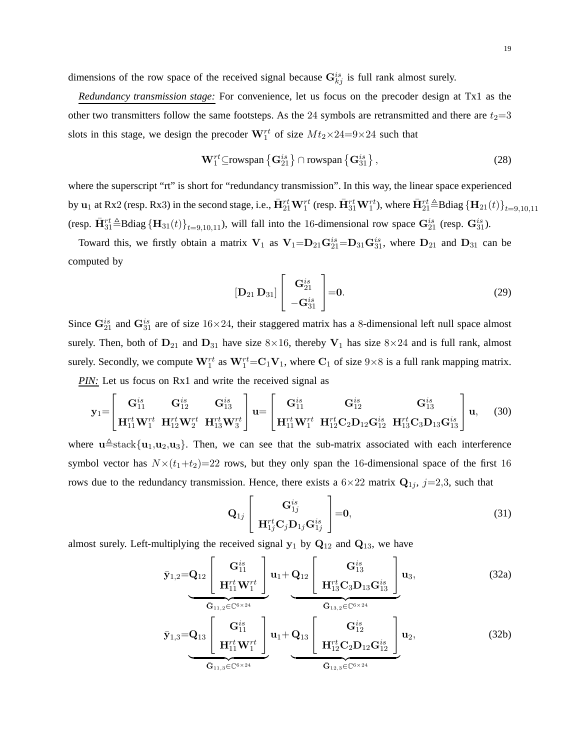dimensions of the row space of the received signal because $\mathbf{G}_{kj}^{is}$ is full rank almost surely.

***Redundancy transmission stage:*** For convenience, let us focus on the precoder design at Tx1 as the other two transmitters follow the same footsteps. As the 24 symbols are retransmitted and there are $t_2{=}3$ slots in this stage, we design the precoder $\mathbf{W}_1^{rt}$ of size $Mt_2{\times}24{=}9{\times}24$ such that

$$\mathbf{W}_1^{rt}{\subseteq}\text{rowspan}\left\{\mathbf{G}_{21}^{is}\right\}\cap\text{rowspan}\left\{\mathbf{G}_{31}^{is}\right\}, \tag{28}$$

where the superscript "rt" is short for "redundancy transmission". In this way, the linear space experienced by $\mathbf{u}_1$ at Rx2 (resp. Rx3) in the second stage, i.e., $\bar{\mathbf{H}}_{21}^{rt}\mathbf{W}_1^{rt}$ (resp. $\bar{\mathbf{H}}_{31}^{rt}\mathbf{W}_1^{rt}$), where $\bar{\mathbf{H}}_{21}^{rt}{\triangleq}\text{Bdiag}\left\{\mathbf{H}_{21}(t)\right\}_{t=9,10,11}$ (resp. $\bar{\mathbf{H}}_{31}^{rt}{\triangleq}\text{Bdiag}\left\{\mathbf{H}_{31}(t)\right\}_{t=9,10,11}$), will fall into the 16-dimensional row space $\mathbf{G}_{21}^{is}$ (resp. $\mathbf{G}_{31}^{is}$).

Toward this, we firstly obtain a matrix $\mathbf{V}_1$ as $\mathbf{V}_1{=}\mathbf{D}_{21}\mathbf{G}_{21}^{is}{=}\mathbf{D}_{31}\mathbf{G}_{31}^{is}$, where $\mathbf{D}_{21}$ and $\mathbf{D}_{31}$ can be computed by

$$[\mathbf{D}_{21}\,\mathbf{D}_{31}]\begin{bmatrix}\mathbf{G}_{21}^{is}\\ -\mathbf{G}_{31}^{is}\end{bmatrix}{=}\mathbf{0}. \tag{29}$$

Since $\mathbf{G}_{21}^{is}$ and $\mathbf{G}_{31}^{is}$ are of size $16{\times}24$, their staggered matrix has a 8-dimensional left null space almost surely. Then, both of $\mathbf{D}_{21}$ and $\mathbf{D}_{31}$ have size $8{\times}16$, thereby $\mathbf{V}_1$ has size $8{\times}24$ and is full rank, almost surely. Secondly, we compute $\mathbf{W}_1^{rt}$ as $\mathbf{W}_1^{rt}{=}\mathbf{C}_1\mathbf{V}_1$, where $\mathbf{C}_1$ of size $9{\times}8$ is a full rank mapping matrix.

***PIN:*** Let us focus on Rx1 and write the received signal as

$$\mathbf{y}_1{=}\begin{bmatrix}\mathbf{G}_{11}^{is} & \mathbf{G}_{12}^{is} & \mathbf{G}_{13}^{is}\\ \mathbf{H}_{11}^{rt}\mathbf{W}_1^{rt} & \mathbf{H}_{12}^{rt}\mathbf{W}_2^{rt} & \mathbf{H}_{13}^{rt}\mathbf{W}_3^{rt}\end{bmatrix}\mathbf{u}{=}\begin{bmatrix}\mathbf{G}_{11}^{is} & \mathbf{G}_{12}^{is} & \mathbf{G}_{13}^{is}\\ \mathbf{H}_{11}^{rt}\mathbf{W}_1^{rt} & \mathbf{H}_{12}^{rt}\mathbf{C}_2\mathbf{D}_{12}\mathbf{G}_{12}^{is} & \mathbf{H}_{13}^{rt}\mathbf{C}_3\mathbf{D}_{13}\mathbf{G}_{13}^{is}\end{bmatrix}\mathbf{u}, \tag{30}$$

where $\mathbf{u}{\triangleq}\text{stack}\{\mathbf{u}_1,\mathbf{u}_2,\mathbf{u}_3\}$. Then, we can see that the sub-matrix associated with each interference symbol vector has $N{\times}(t_1{+}t_2){=}22$ rows, but they only span the 16-dimensional space of the first 16 rows due to the redundancy transmission. Hence, there exists a $6{\times}22$ matrix $\mathbf{Q}_{1j}$, $j{=}2{,}3$, such that

$$\mathbf{Q}_{1j}\begin{bmatrix}\mathbf{G}_{1j}^{is}\\ \mathbf{H}_{1j}^{rt}\mathbf{C}_j\mathbf{D}_{1j}\mathbf{G}_{1j}^{is}\end{bmatrix}{=}\mathbf{0}, \tag{31}$$

almost surely. Left-multiplying the received signal $\mathbf{y}_1$ by $\mathbf{Q}_{12}$ and $\mathbf{Q}_{13}$, we have

$$\bar{\mathbf{y}}_{1,2}{=}\underbrace{\mathbf{Q}_{12}\begin{bmatrix}\mathbf{G}_{11}^{is}\\ \mathbf{H}_{11}^{rt}\mathbf{W}_1^{rt}\end{bmatrix}}_{\bar{\mathbf{G}}_{11,2}\in\mathbb{C}^{6\times 24}}\mathbf{u}_1{+}\underbrace{\mathbf{Q}_{12}\begin{bmatrix}\mathbf{G}_{13}^{is}\\ \mathbf{H}_{13}^{rt}\mathbf{C}_3\mathbf{D}_{13}\mathbf{G}_{13}^{is}\end{bmatrix}}_{\bar{\mathbf{G}}_{13,2}\in\mathbb{C}^{6\times 24}}\mathbf{u}_3, \tag{32a}$$

$$\bar{\mathbf{y}}_{1,3}{=}\underbrace{\mathbf{Q}_{13}\begin{bmatrix}\mathbf{G}_{11}^{is}\\ \mathbf{H}_{11}^{rt}\mathbf{W}_1^{rt}\end{bmatrix}}_{\bar{\mathbf{G}}_{11,3}\in\mathbb{C}^{6\times 24}}\mathbf{u}_1{+}\underbrace{\mathbf{Q}_{13}\begin{bmatrix}\mathbf{G}_{12}^{is}\\ \mathbf{H}_{12}^{rt}\mathbf{C}_2\mathbf{D}_{12}\mathbf{G}_{12}^{is}\end{bmatrix}}_{\bar{\mathbf{G}}_{12,3}\in\mathbb{C}^{6\times 24}}\mathbf{u}_2, \tag{32b}$$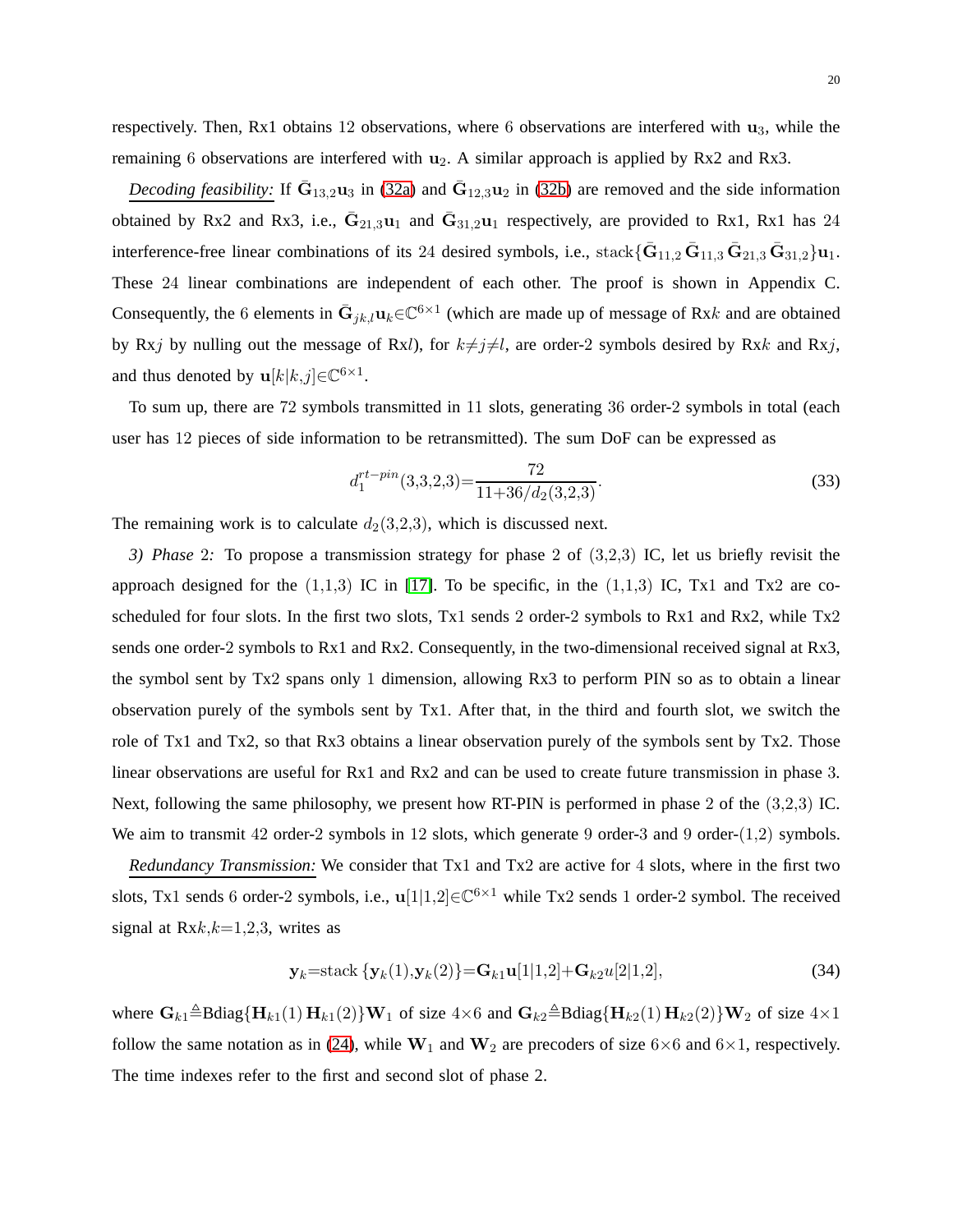respectively. Then, Rx1 obtains 12 observations, where 6 observations are interfered with $\mathbf{u}_3$, while the remaining 6 observations are interfered with $\mathbf{u}_2$. A similar approach is applied by Rx2 and Rx3.

*Decoding feasibility:* If $\bar{\mathbf{G}}_{13,2}\mathbf{u}_3$ in (32a) and $\bar{\mathbf{G}}_{12,3}\mathbf{u}_2$ in (32b) are removed and the side information obtained by Rx2 and Rx3, i.e., $\bar{\mathbf{G}}_{21,3}\mathbf{u}_1$ and $\bar{\mathbf{G}}_{31,2}\mathbf{u}_1$ respectively, are provided to Rx1, Rx1 has 24 interference-free linear combinations of its 24 desired symbols, i.e., $\text{stack}\{\bar{\mathbf{G}}_{11,2}\,\bar{\mathbf{G}}_{11,3}\,\bar{\mathbf{G}}_{21,3}\,\bar{\mathbf{G}}_{31,2}\}\mathbf{u}_1$. These 24 linear combinations are independent of each other. The proof is shown in Appendix C. Consequently, the 6 elements in $\bar{\mathbf{G}}_{jk,l}\mathbf{u}_k{\in}\mathbb{C}^{6\times 1}$ (which are made up of message of Rx$k$ and are obtained by Rx$j$ by nulling out the message of Rx$l$), for $k{\neq}j{\neq}l$, are order-2 symbols desired by Rx$k$ and Rx$j$, and thus denoted by $\mathbf{u}[k|k,j]{\in}\mathbb{C}^{6\times 1}$.

To sum up, there are 72 symbols transmitted in 11 slots, generating 36 order-2 symbols in total (each user has 12 pieces of side information to be retransmitted). The sum DoF can be expressed as

$$d_1^{rt-pin}(3,3,2,3){=}\frac{72}{11{+}36/d_2(3,2,3)}. \tag{33}$$

The remaining work is to calculate $d_2(3,2,3)$, which is discussed next.

*3) Phase 2:* To propose a transmission strategy for phase 2 of (3,2,3) IC, let us briefly revisit the approach designed for the (1,1,3) IC in [17]. To be specific, in the (1,1,3) IC, Tx1 and Tx2 are co-scheduled for four slots. In the first two slots, Tx1 sends 2 order-2 symbols to Rx1 and Rx2, while Tx2 sends one order-2 symbols to Rx1 and Rx2. Consequently, in the two-dimensional received signal at Rx3, the symbol sent by Tx2 spans only 1 dimension, allowing Rx3 to perform PIN so as to obtain a linear observation purely of the symbols sent by Tx1. After that, in the third and fourth slot, we switch the role of Tx1 and Tx2, so that Rx3 obtains a linear observation purely of the symbols sent by Tx2. Those linear observations are useful for Rx1 and Rx2 and can be used to create future transmission in phase 3. Next, following the same philosophy, we present how RT-PIN is performed in phase 2 of the (3,2,3) IC. We aim to transmit 42 order-2 symbols in 12 slots, which generate 9 order-3 and 9 order-(1,2) symbols.

*Redundancy Transmission:* We consider that Tx1 and Tx2 are active for 4 slots, where in the first two slots, Tx1 sends 6 order-2 symbols, i.e., $\mathbf{u}[1|1,2]{\in}\mathbb{C}^{6\times 1}$ while Tx2 sends 1 order-2 symbol. The received signal at Rx$k$,$k{=}1,2,3$, writes as

$$\mathbf{y}_k{=}\text{stack}\{\mathbf{y}_k(1){,}\mathbf{y}_k(2)\}{=}\mathbf{G}_{k1}\mathbf{u}[1|1{,}2]{+}\mathbf{G}_{k2}u[2|1{,}2], \tag{34}$$

where $\mathbf{G}_{k1}{\triangleq}\text{Bdiag}\{\mathbf{H}_{k1}(1)\,\mathbf{H}_{k1}(2)\}\mathbf{W}_1$ of size $4{\times}6$ and $\mathbf{G}_{k2}{\triangleq}\text{Bdiag}\{\mathbf{H}_{k2}(1)\,\mathbf{H}_{k2}(2)\}\mathbf{W}_2$ of size $4{\times}1$ follow the same notation as in (24), while $\mathbf{W}_1$ and $\mathbf{W}_2$ are precoders of size $6{\times}6$ and $6{\times}1$, respectively. The time indexes refer to the first and second slot of phase 2.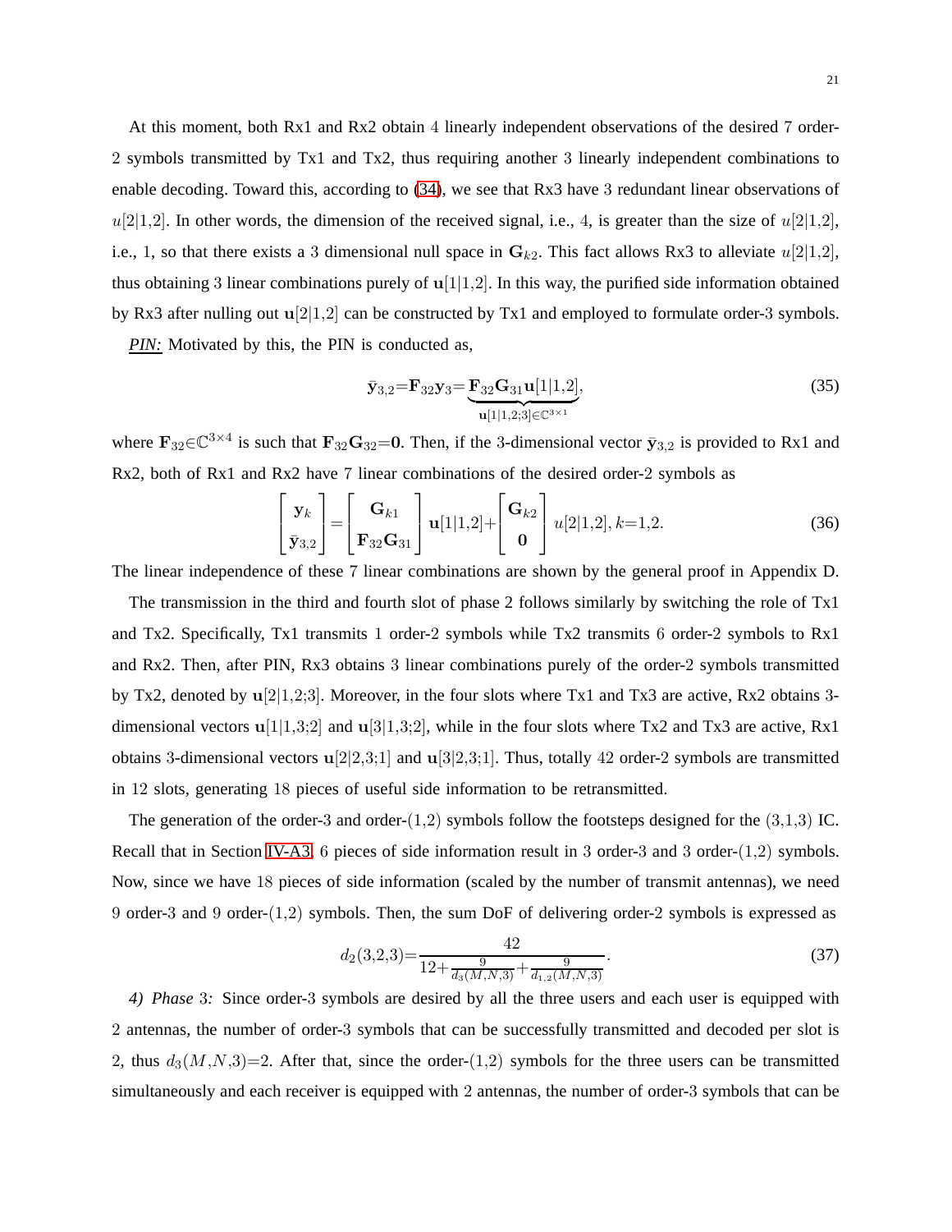At this moment, both Rx1 and Rx2 obtain $4$ linearly independent observations of the desired $7$ order-$2$ symbols transmitted by Tx1 and Tx2, thus requiring another $3$ linearly independent combinations to enable decoding. Toward this, according to (34), we see that Rx3 have $3$ redundant linear observations of $u[2|1{,}2]$. In other words, the dimension of the received signal, i.e., $4$, is greater than the size of $u[2|1{,}2]$, i.e., $1$, so that there exists a $3$ dimensional null space in $\mathbf{G}_{k2}$. This fact allows Rx3 to alleviate $u[2|1{,}2]$, thus obtaining $3$ linear combinations purely of $\mathbf{u}[1|1{,}2]$. In this way, the purified side information obtained by Rx3 after nulling out $\mathbf{u}[2|1{,}2]$ can be constructed by Tx1 and employed to formulate order-$3$ symbols.

***PIN:*** Motivated by this, the PIN is conducted as,

$$\bar{\mathbf{y}}_{3,2}=\mathbf{F}_{32}\mathbf{y}_3=\underbrace{\mathbf{F}_{32}\mathbf{G}_{31}\mathbf{u}[1|1{,}2]}_{\mathbf{u}[1|1,2;3]\in\mathbb{C}^{3\times 1}}, \tag{35}$$

where $\mathbf{F}_{32}\in\mathbb{C}^{3\times 4}$ is such that $\mathbf{F}_{32}\mathbf{G}_{32}=\mathbf{0}$. Then, if the 3-dimensional vector $\bar{\mathbf{y}}_{3,2}$ is provided to Rx1 and Rx2, both of Rx1 and Rx2 have $7$ linear combinations of the desired order-$2$ symbols as

$$\begin{bmatrix}\mathbf{y}_k\\ \bar{\mathbf{y}}_{3,2}\end{bmatrix}=\begin{bmatrix}\mathbf{G}_{k1}\\ \mathbf{F}_{32}\mathbf{G}_{31}\end{bmatrix}\mathbf{u}[1|1{,}2]+\begin{bmatrix}\mathbf{G}_{k2}\\ \mathbf{0}\end{bmatrix}u[2|1{,}2],\, k=1{,}2. \tag{36}$$

The linear independence of these $7$ linear combinations are shown by the general proof in Appendix D.

The transmission in the third and fourth slot of phase 2 follows similarly by switching the role of Tx1 and Tx2. Specifically, Tx1 transmits $1$ order-$2$ symbols while Tx2 transmits $6$ order-$2$ symbols to Rx1 and Rx2. Then, after PIN, Rx3 obtains $3$ linear combinations purely of the order-$2$ symbols transmitted by Tx2, denoted by $\mathbf{u}[2|1{,}2;3]$. Moreover, in the four slots where Tx1 and Tx3 are active, Rx2 obtains 3-dimensional vectors $\mathbf{u}[1|1{,}3;2]$ and $\mathbf{u}[3|1{,}3;2]$, while in the four slots where Tx2 and Tx3 are active, Rx1 obtains 3-dimensional vectors $\mathbf{u}[2|2{,}3;1]$ and $\mathbf{u}[3|2{,}3;1]$. Thus, totally $42$ order-$2$ symbols are transmitted in $12$ slots, generating $18$ pieces of useful side information to be retransmitted.

The generation of the order-3 and order-$(1{,}2)$ symbols follow the footsteps designed for the $(3{,}1{,}3)$ IC. Recall that in Section IV-A3, $6$ pieces of side information result in $3$ order-$3$ and $3$ order-$(1{,}2)$ symbols. Now, since we have $18$ pieces of side information (scaled by the number of transmit antennas), we need $9$ order-$3$ and $9$ order-$(1{,}2)$ symbols. Then, the sum DoF of delivering order-$2$ symbols is expressed as

$$d_2(3{,}2{,}3)=\frac{42}{12+\frac{9}{d_3(M,N,3)}+\frac{9}{d_{1,2}(M,N,3)}}. \tag{37}$$

*4) Phase 3:* Since order-3 symbols are desired by all the three users and each user is equipped with $2$ antennas, the number of order-$3$ symbols that can be successfully transmitted and decoded per slot is $2$, thus $d_3(M,N,3)=2$. After that, since the order-$(1{,}2)$ symbols for the three users can be transmitted simultaneously and each receiver is equipped with $2$ antennas, the number of order-$3$ symbols that can be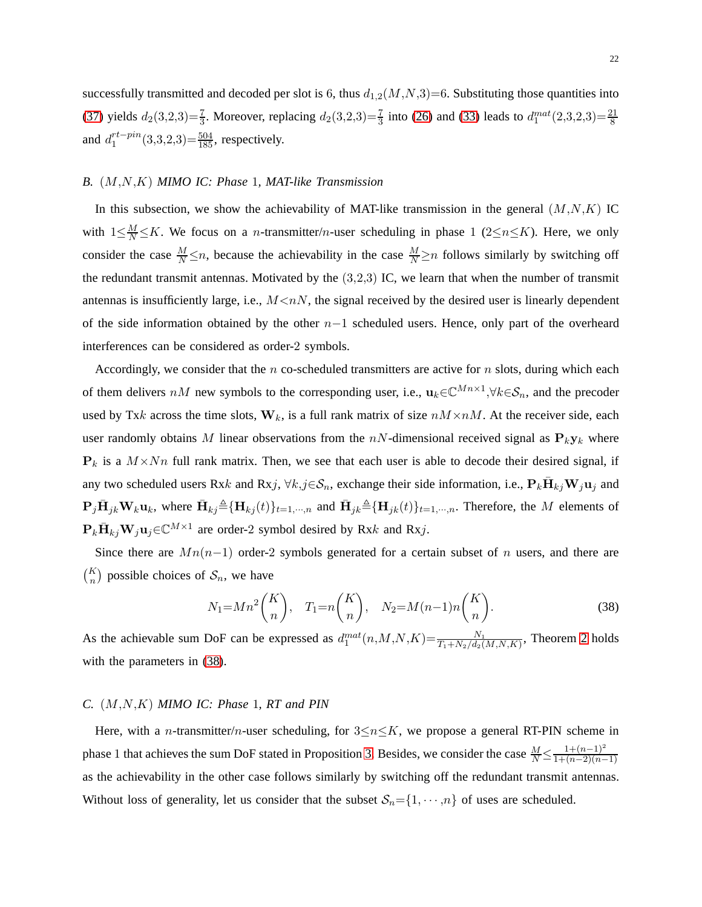successfully transmitted and decoded per slot is 6, thus $d_{1,2}(M,N,3)=6$. Substituting those quantities into (37) yields $d_2(3,2,3)=\frac{7}{3}$. Moreover, replacing $d_2(3,2,3)=\frac{7}{3}$ into (26) and (33) leads to $d_1^{mat}(2,3,2,3)=\frac{21}{8}$ and $d_1^{rt-pin}(3,3,2,3)=\frac{504}{185}$, respectively.

### B. $(M,N,K)$ MIMO IC: Phase 1, MAT-like Transmission

In this subsection, we show the achievability of MAT-like transmission in the general $(M,N,K)$ IC with $1\leq\frac{M}{N}\leq K$. We focus on a $n$-transmitter/$n$-user scheduling in phase 1 ($2\leq n\leq K$). Here, we only consider the case $\frac{M}{N}\leq n$, because the achievability in the case $\frac{M}{N}\geq n$ follows similarly by switching off the redundant transmit antennas. Motivated by the $(3,2,3)$ IC, we learn that when the number of transmit antennas is insufficiently large, i.e., $M<nN$, the signal received by the desired user is linearly dependent of the side information obtained by the other $n-1$ scheduled users. Hence, only part of the overheard interferences can be considered as order-2 symbols.

Accordingly, we consider that the $n$ co-scheduled transmitters are active for $n$ slots, during which each of them delivers $nM$ new symbols to the corresponding user, i.e., $\mathbf{u}_k\in\mathbb{C}^{Mn\times 1},\forall k\in\mathcal{S}_n$, and the precoder used by Tx$k$ across the time slots, $\mathbf{W}_k$, is a full rank matrix of size $nM\times nM$. At the receiver side, each user randomly obtains $M$ linear observations from the $nN$-dimensional received signal as $\mathbf{P}_k\mathbf{y}_k$ where $\mathbf{P}_k$ is a $M\times Nn$ full rank matrix. Then, we see that each user is able to decode their desired signal, if any two scheduled users Rx$k$ and Rx$j$, $\forall k,j\in\mathcal{S}_n$, exchange their side information, i.e., $\mathbf{P}_k\bar{\mathbf{H}}_{kj}\mathbf{W}_j\mathbf{u}_j$ and $\mathbf{P}_j\bar{\mathbf{H}}_{jk}\mathbf{W}_k\mathbf{u}_k$, where $\bar{\mathbf{H}}_{kj}\triangleq\{\mathbf{H}_{kj}(t)\}_{t=1,\cdots,n}$ and $\bar{\mathbf{H}}_{jk}\triangleq\{\mathbf{H}_{jk}(t)\}_{t=1,\cdots,n}$. Therefore, the $M$ elements of $\mathbf{P}_k\bar{\mathbf{H}}_{kj}\mathbf{W}_j\mathbf{u}_j\in\mathbb{C}^{M\times 1}$ are order-2 symbol desired by Rx$k$ and Rx$j$.

Since there are $Mn(n-1)$ order-2 symbols generated for a certain subset of $n$ users, and there are $\binom{K}{n}$ possible choices of $\mathcal{S}_n$, we have

$$N_1=Mn^2\binom{K}{n},\quad T_1=n\binom{K}{n},\quad N_2=M(n-1)n\binom{K}{n}. \tag{38}$$

As the achievable sum DoF can be expressed as $d_1^{mat}(n,M,N,K)=\frac{N_1}{T_1+N_2/d_2(M,N,K)}$, Theorem 2 holds with the parameters in (38).

### C. $(M,N,K)$ MIMO IC: Phase 1, RT and PIN

Here, with a $n$-transmitter/$n$-user scheduling, for $3\leq n\leq K$, we propose a general RT-PIN scheme in phase 1 that achieves the sum DoF stated in Proposition 3. Besides, we consider the case $\frac{M}{N}\leq\frac{1+(n-1)^2}{1+(n-2)(n-1)}$ as the achievability in the other case follows similarly by switching off the redundant transmit antennas. Without loss of generality, let us consider that the subset $\mathcal{S}_n=\{1,\cdots,n\}$ of uses are scheduled.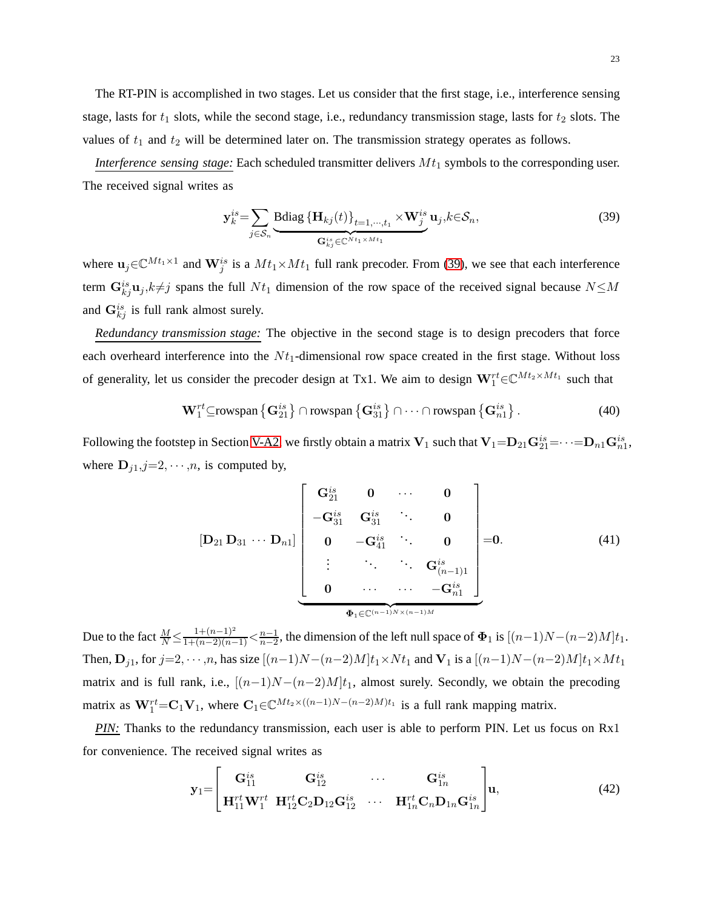The RT-PIN is accomplished in two stages. Let us consider that the first stage, i.e., interference sensing stage, lasts for $t_1$ slots, while the second stage, i.e., redundancy transmission stage, lasts for $t_2$ slots. The values of $t_1$ and $t_2$ will be determined later on. The transmission strategy operates as follows.

*Interference sensing stage:* Each scheduled transmitter delivers $Mt_1$ symbols to the corresponding user. The received signal writes as

$$\mathbf{y}_k^{is}=\sum_{j\in\mathcal{S}_n}\underbrace{\text{Bdiag}\left\{\mathbf{H}_{kj}(t)\right\}_{t=1,\cdots,t_1}\times\mathbf{W}_j^{is}}_{\mathbf{G}_{kj}^{is}\in\mathbb{C}^{Nt_1\times Mt_1}}\mathbf{u}_j, k\in\mathcal{S}_n, \tag{39}$$

where $\mathbf{u}_j\in\mathbb{C}^{Mt_1\times 1}$ and $\mathbf{W}_j^{is}$ is a $Mt_1\times Mt_1$ full rank precoder. From (39), we see that each interference term $\mathbf{G}_{kj}^{is}\mathbf{u}_j, k\neq j$ spans the full $Nt_1$ dimension of the row space of the received signal because $N\leq M$ and $\mathbf{G}_{kj}^{is}$ is full rank almost surely.

*Redundancy transmission stage:* The objective in the second stage is to design precoders that force each overheard interference into the $Nt_1$-dimensional row space created in the first stage. Without loss of generality, let us consider the precoder design at Tx1. We aim to design $\mathbf{W}_1^{rt}\in\mathbb{C}^{Mt_2\times Mt_1}$ such that

$$\mathbf{W}_1^{rt}\subseteq\text{rowspan}\left\{\mathbf{G}_{21}^{is}\right\}\cap\text{rowspan}\left\{\mathbf{G}_{31}^{is}\right\}\cap\cdots\cap\text{rowspan}\left\{\mathbf{G}_{n1}^{is}\right\}. \tag{40}$$

Following the footstep in Section V-A2, we firstly obtain a matrix $\mathbf{V}_1$ such that $\mathbf{V}_1=\mathbf{D}_{21}\mathbf{G}_{21}^{is}=\cdots=\mathbf{D}_{n1}\mathbf{G}_{n1}^{is}$, where $\mathbf{D}_{j1}, j=2,\cdots,n$, is computed by,

$$[\mathbf{D}_{21}\,\mathbf{D}_{31}\,\cdots\,\mathbf{D}_{n1}]\underbrace{\begin{bmatrix}\mathbf{G}_{21}^{is} & \mathbf{0} & \cdots & \mathbf{0}\\ -\mathbf{G}_{31}^{is} & \mathbf{G}_{31}^{is} & \ddots & \mathbf{0}\\ \mathbf{0} & -\mathbf{G}_{41}^{is} & \ddots & \mathbf{0}\\ \vdots & \ddots & \ddots & \mathbf{G}_{(n-1)1}^{is}\\ \mathbf{0} & \cdots & \cdots & -\mathbf{G}_{n1}^{is}\end{bmatrix}}_{\mathbf{\Phi}_1\in\mathbb{C}^{(n-1)N\times(n-1)M}}=\mathbf{0}. \tag{41}$$

Due to the fact $\frac{M}{N}\leq\frac{1+(n-1)^2}{1+(n-2)(n-1)}<\frac{n-1}{n-2}$, the dimension of the left null space of $\mathbf{\Phi}_1$ is $[(n-1)N-(n-2)M]t_1$. Then, $\mathbf{D}_{j1}$, for $j=2,\cdots,n$, has size $[(n-1)N-(n-2)M]t_1\times Nt_1$ and $\mathbf{V}_1$ is a $[(n-1)N-(n-2)M]t_1\times Mt_1$ matrix and is full rank, i.e., $[(n-1)N-(n-2)M]t_1$, almost surely. Secondly, we obtain the precoding matrix as $\mathbf{W}_1^{rt}=\mathbf{C}_1\mathbf{V}_1$, where $\mathbf{C}_1\in\mathbb{C}^{Mt_2\times((n-1)N-(n-2)M)t_1}$ is a full rank mapping matrix.

***PIN:*** Thanks to the redundancy transmission, each user is able to perform PIN. Let us focus on Rx1 for convenience. The received signal writes as

$$\mathbf{y}_1=\begin{bmatrix}\mathbf{G}_{11}^{is} & \mathbf{G}_{12}^{is} & \cdots & \mathbf{G}_{1n}^{is}\\ \mathbf{H}_{11}^{rt}\mathbf{W}_1^{rt} & \mathbf{H}_{12}^{rt}\mathbf{C}_2\mathbf{D}_{12}\mathbf{G}_{12}^{is} & \cdots & \mathbf{H}_{1n}^{rt}\mathbf{C}_n\mathbf{D}_{1n}\mathbf{G}_{1n}^{is}\end{bmatrix}\mathbf{u}, \tag{42}$$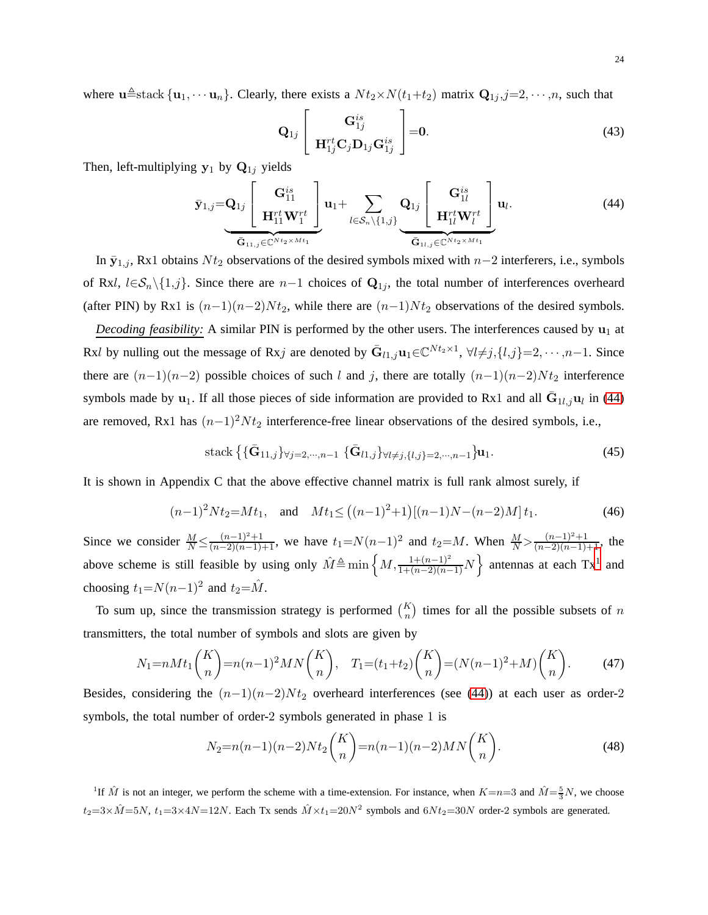where $\mathbf{u}\triangleq\text{stack}\{\mathbf{u}_1,\cdots\mathbf{u}_n\}$. Clearly, there exists a $Nt_2\times N(t_1+t_2)$ matrix $\mathbf{Q}_{1j}, j=2,\cdots,n$, such that

$$\mathbf{Q}_{1j}\begin{bmatrix}\mathbf{G}_{1j}^{is}\\ \mathbf{H}_{1j}^{rt}\mathbf{C}_j\mathbf{D}_{1j}\mathbf{G}_{1j}^{is}\end{bmatrix}=\mathbf{0}. \tag{43}$$

Then, left-multiplying $\mathbf{y}_1$ by $\mathbf{Q}_{1j}$ yields

$$\bar{\mathbf{y}}_{1,j}=\underbrace{\mathbf{Q}_{1j}\begin{bmatrix}\mathbf{G}_{11}^{is}\\ \mathbf{H}_{11}^{rt}\mathbf{W}_1^{rt}\end{bmatrix}}_{\bar{\mathbf{G}}_{11,j}\in\mathbb{C}^{Nt_2\times Mt_1}}\mathbf{u}_1+\sum_{l\in\mathcal{S}_n\setminus\{1,j\}}\underbrace{\mathbf{Q}_{1j}\begin{bmatrix}\mathbf{G}_{1l}^{is}\\ \mathbf{H}_{1l}^{rt}\mathbf{W}_l^{rt}\end{bmatrix}}_{\bar{\mathbf{G}}_{1l,j}\in\mathbb{C}^{Nt_2\times Mt_1}}\mathbf{u}_l. \tag{44}$$

In $\bar{\mathbf{y}}_{1,j}$, Rx1 obtains $Nt_2$ observations of the desired symbols mixed with $n-2$ interferers, i.e., symbols of Rx$l$, $l\in\mathcal{S}_n\setminus\{1,j\}$. Since there are $n-1$ choices of $\mathbf{Q}_{1j}$, the total number of interferences overheard (after PIN) by Rx1 is $(n-1)(n-2)Nt_2$, while there are $(n-1)Nt_2$ observations of the desired symbols.

*Decoding feasibility:* A similar PIN is performed by the other users. The interferences caused by $\mathbf{u}_1$ at Rx$l$ by nulling out the message of Rx$j$ are denoted by $\bar{\mathbf{G}}_{l1,j}\mathbf{u}_1\in\mathbb{C}^{Nt_2\times 1}$, $\forall l\neq j, \{l,j\}=2,\cdots,n-1$. Since there are $(n-1)(n-2)$ possible choices of such $l$ and $j$, there are totally $(n-1)(n-2)Nt_2$ interference symbols made by $\mathbf{u}_1$. If all those pieces of side information are provided to Rx1 and all $\bar{\mathbf{G}}_{1l,j}\mathbf{u}_l$ in (44) are removed, Rx1 has $(n-1)^2Nt_2$ interference-free linear observations of the desired symbols, i.e.,

$$\text{stack}\left\{\{\bar{\mathbf{G}}_{11,j}\}_{\forall j=2,\cdots,n-1}\ \{\bar{\mathbf{G}}_{l1,j}\}_{\forall l\neq j,\{l,j\}=2,\cdots,n-1}\right\}\mathbf{u}_1. \tag{45}$$

It is shown in Appendix C that the above effective channel matrix is full rank almost surely, if

$$(n-1)^2Nt_2=Mt_1, \quad\text{and}\quad Mt_1\leq\left((n-1)^2+1\right)[(n-1)N-(n-2)M]\,t_1. \tag{46}$$

Since we consider $\frac{M}{N}\leq\frac{(n-1)^2+1}{(n-2)(n-1)+1}$, we have $t_1=N(n-1)^2$ and $t_2=M$. When $\frac{M}{N}>\frac{(n-1)^2+1}{(n-2)(n-1)+1}$, the above scheme is still feasible by using only $\hat{M}\triangleq\min\left\{M,\frac{1+(n-1)^2}{1+(n-2)(n-1)}N\right\}$ antennas at each Tx[1] and choosing $t_1=N(n-1)^2$ and $t_2=\hat{M}$.

To sum up, since the transmission strategy is performed $\binom{K}{n}$ times for all the possible subsets of $n$ transmitters, the total number of symbols and slots are given by

$$N_1=nMt_1\binom{K}{n}=n(n-1)^2MN\binom{K}{n},\quad T_1=(t_1+t_2)\binom{K}{n}=(N(n-1)^2+M)\binom{K}{n}. \tag{47}$$

Besides, considering the $(n-1)(n-2)Nt_2$ overheard interferences (see (44)) at each user as order-2 symbols, the total number of order-2 symbols generated in phase 1 is

$$N_2=n(n-1)(n-2)Nt_2\binom{K}{n}=n(n-1)(n-2)MN\binom{K}{n}. \tag{48}$$

[1] If $\hat{M}$ is not an integer, we perform the scheme with a time-extension. For instance, when $K=n=3$ and $\hat{M}=\frac{5}{3}N$, we choose $t_2=3\times\hat{M}=5N$, $t_1=3\times 4N=12N$. Each Tx sends $\hat{M}\times t_1=20N^2$ symbols and $6Nt_2=30N$ order-2 symbols are generated.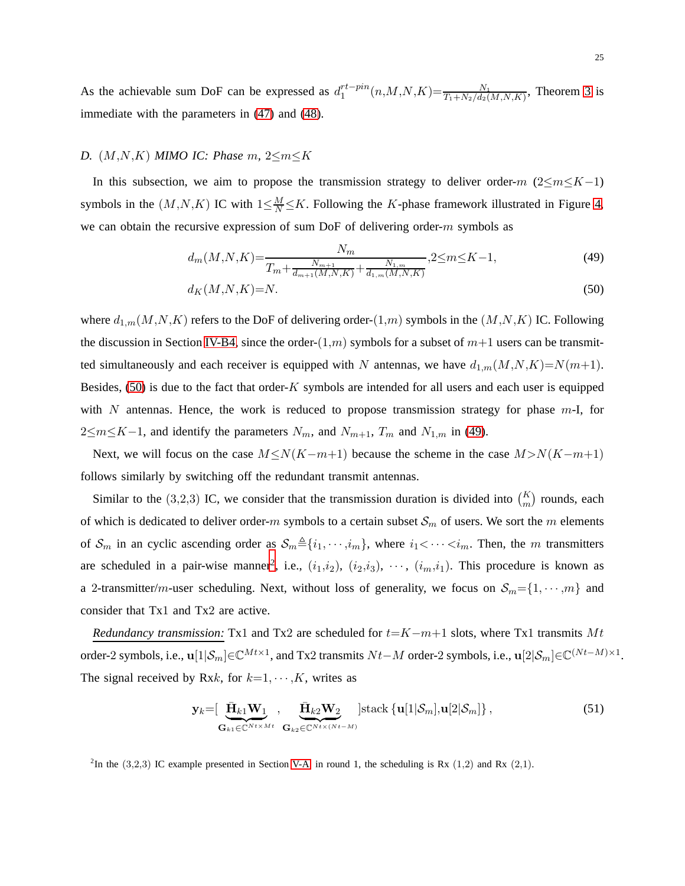As the achievable sum DoF can be expressed as $d_1^{rt-pin}(n,M,N,K)=\frac{N_1}{T_1+N_2/d_2(M,N,K)}$, Theorem 3 is immediate with the parameters in (47) and (48).

### D. $(M,N,K)$ MIMO IC: Phase $m$, $2\leq m\leq K$

In this subsection, we aim to propose the transmission strategy to deliver order-$m$ $(2\leq m\leq K-1)$ symbols in the $(M,N,K)$ IC with $1\leq\frac{M}{N}\leq K$. Following the $K$-phase framework illustrated in Figure 4, we can obtain the recursive expression of sum DoF of delivering order-$m$ symbols as

$$d_m(M,N,K)=\frac{N_m}{T_m+\frac{N_{m+1}}{d_{m+1}(M,N,K)}+\frac{N_{1,m}}{d_{1,m}(M,N,K)}},2\leq m\leq K-1, \tag{49}$$

$$d_K(M,N,K)=N. \tag{50}$$

where $d_{1,m}(M,N,K)$ refers to the DoF of delivering order-$(1,m)$ symbols in the $(M,N,K)$ IC. Following the discussion in Section IV-B4, since the order-$(1,m)$ symbols for a subset of $m+1$ users can be transmitted simultaneously and each receiver is equipped with $N$ antennas, we have $d_{1,m}(M,N,K)=N(m+1)$. Besides, (50) is due to the fact that order-$K$ symbols are intended for all users and each user is equipped with $N$ antennas. Hence, the work is reduced to propose transmission strategy for phase $m$-I, for $2\leq m\leq K-1$, and identify the parameters $N_m$, and $N_{m+1}$, $T_m$ and $N_{1,m}$ in (49).

Next, we will focus on the case $M\leq N(K-m+1)$ because the scheme in the case $M>N(K-m+1)$ follows similarly by switching off the redundant transmit antennas.

Similar to the (3,2,3) IC, we consider that the transmission duration is divided into $\binom{K}{m}$ rounds, each of which is dedicated to deliver order-$m$ symbols to a certain subset $\mathcal{S}_m$ of users. We sort the $m$ elements of $\mathcal{S}_m$ in an cyclic ascending order as $\mathcal{S}_m\triangleq\{i_1,\cdots,i_m\}$, where $i_1<\cdots<i_m$. Then, the $m$ transmitters are scheduled in a pair-wise manner[2], i.e., $(i_1,i_2)$, $(i_2,i_3)$, $\cdots$, $(i_m,i_1)$. This procedure is known as a 2-transmitter/$m$-user scheduling. Next, without loss of generality, we focus on $\mathcal{S}_m=\{1,\cdots,m\}$ and consider that Tx1 and Tx2 are active.

*Redundancy transmission:* Tx1 and Tx2 are scheduled for $t=K-m+1$ slots, where Tx1 transmits $Mt$ order-2 symbols, i.e., $\mathbf{u}[1|\mathcal{S}_m]\in\mathbb{C}^{Mt\times 1}$, and Tx2 transmits $Nt-M$ order-2 symbols, i.e., $\mathbf{u}[2|\mathcal{S}_m]\in\mathbb{C}^{(Nt-M)\times 1}$. The signal received by Rx$k$, for $k=1,\cdots,K$, writes as

$$\mathbf{y}_k=[\underbrace{\bar{\mathbf{H}}_{k1}\mathbf{W}_1}_{\mathbf{G}_{k1}\in\mathbb{C}^{Nt\times Mt}},\underbrace{\bar{\mathbf{H}}_{k2}\mathbf{W}_2}_{\mathbf{G}_{k2}\in\mathbb{C}^{Nt\times(Nt-M)}}]\text{stack}\left\{\mathbf{u}[1|\mathcal{S}_m],\mathbf{u}[2|\mathcal{S}_m]\right\}, \tag{51}$$

[2]In the (3,2,3) IC example presented in Section V-A in round 1, the scheduling is Rx (1,2) and Rx (2,1).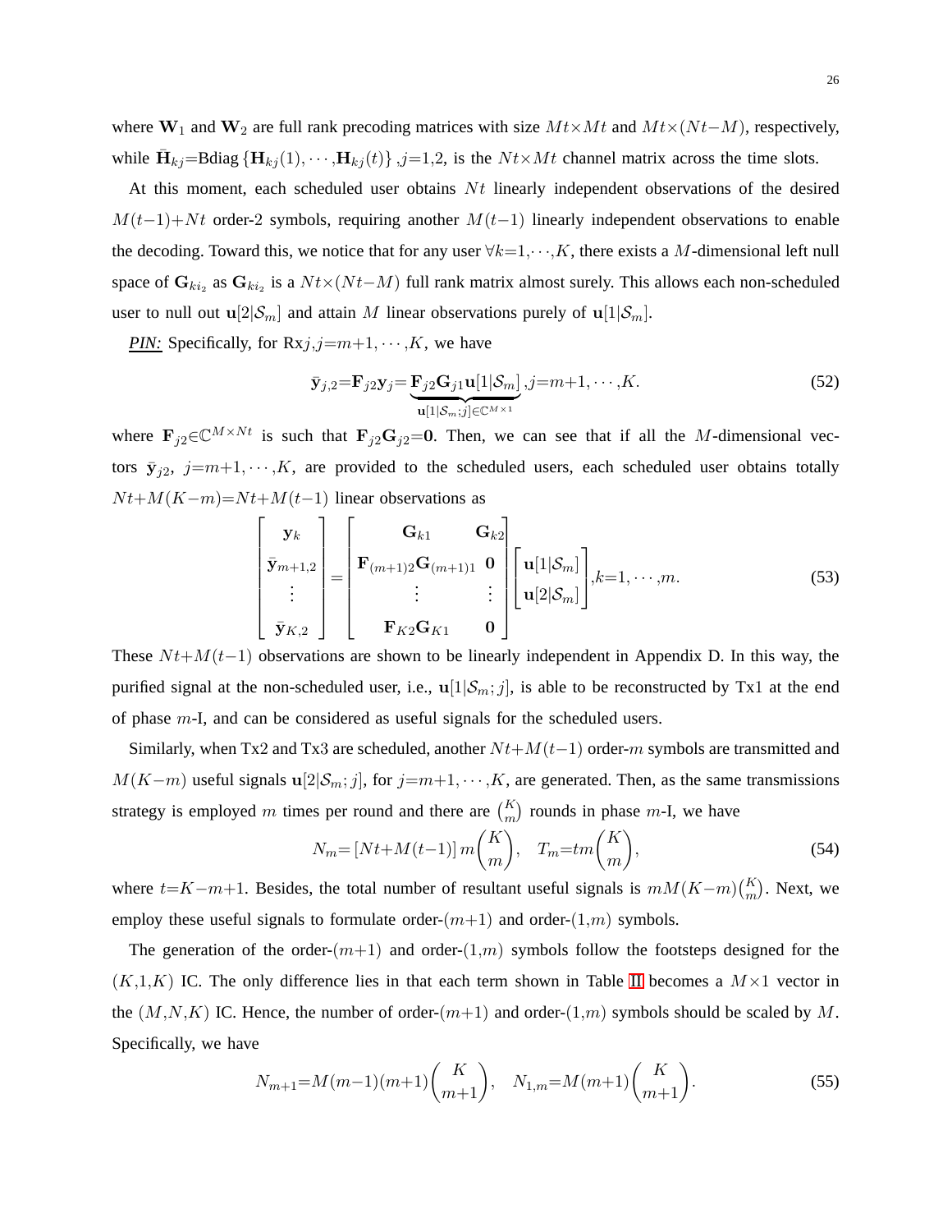where $\mathbf{W}_1$ and $\mathbf{W}_2$ are full rank precoding matrices with size $Mt{\times}Mt$ and $Mt{\times}(Nt{-}M)$, respectively, while $\bar{\mathbf{H}}_{kj}{=}\text{Bdiag}\left\{\mathbf{H}_{kj}(1),\cdots,\mathbf{H}_{kj}(t)\right\},j{=}1,2$, is the $Nt{\times}Mt$ channel matrix across the time slots.

At this moment, each scheduled user obtains $Nt$ linearly independent observations of the desired $M(t{-}1){+}Nt$ order-2 symbols, requiring another $M(t{-}1)$ linearly independent observations to enable the decoding. Toward this, we notice that for any user $\forall k{=}1,\cdots,K$, there exists a $M$-dimensional left null space of $\mathbf{G}_{ki_2}$ as $\mathbf{G}_{ki_2}$ is a $Nt{\times}(Nt{-}M)$ full rank matrix almost surely. This allows each non-scheduled user to null out $\mathbf{u}[2|\mathcal{S}_m]$ and attain $M$ linear observations purely of $\mathbf{u}[1|\mathcal{S}_m]$.

***PIN:*** Specifically, for Rx$j,j{=}m{+}1,\cdots,K$, we have

$$\bar{\mathbf{y}}_{j,2}{=}\mathbf{F}_{j2}\mathbf{y}_j{=}\underbrace{\mathbf{F}_{j2}\mathbf{G}_{j1}\mathbf{u}[1|\mathcal{S}_m]}_{\mathbf{u}[1|\mathcal{S}_m;j]\in\mathbb{C}^{M\times 1}},j{=}m{+}1,\cdots,K. \tag{52}$$

where $\mathbf{F}_{j2}{\in}\mathbb{C}^{M\times Nt}$ is such that $\mathbf{F}_{j2}\mathbf{G}_{j2}{=}\mathbf{0}$. Then, we can see that if all the $M$-dimensional vectors $\bar{\mathbf{y}}_{j2}$, $j{=}m{+}1,\cdots,K$, are provided to the scheduled users, each scheduled user obtains totally $Nt{+}M(K{-}m){=}Nt{+}M(t{-}1)$ linear observations as

$$\begin{bmatrix}\mathbf{y}_k\\ \bar{\mathbf{y}}_{m+1,2}\\ \vdots\\ \bar{\mathbf{y}}_{K,2}\end{bmatrix}=\begin{bmatrix}\mathbf{G}_{k1} & \mathbf{G}_{k2}\\ \mathbf{F}_{(m+1)2}\mathbf{G}_{(m+1)1} & \mathbf{0}\\ \vdots & \vdots\\ \mathbf{F}_{K2}\mathbf{G}_{K1} & \mathbf{0}\end{bmatrix}\begin{bmatrix}\mathbf{u}[1|\mathcal{S}_m]\\ \mathbf{u}[2|\mathcal{S}_m]\end{bmatrix},k{=}1,\cdots,m. \tag{53}$$

These $Nt{+}M(t{-}1)$ observations are shown to be linearly independent in Appendix D. In this way, the purified signal at the non-scheduled user, i.e., $\mathbf{u}[1|\mathcal{S}_m;j]$, is able to be reconstructed by Tx1 at the end of phase $m$-I, and can be considered as useful signals for the scheduled users.

Similarly, when Tx2 and Tx3 are scheduled, another $Nt{+}M(t{-}1)$ order-$m$ symbols are transmitted and $M(K{-}m)$ useful signals $\mathbf{u}[2|\mathcal{S}_m;j]$, for $j{=}m{+}1,\cdots,K$, are generated. Then, as the same transmissions strategy is employed $m$ times per round and there are $\binom{K}{m}$ rounds in phase $m$-I, we have

$$N_m{=}\left[Nt{+}M(t{-}1)\right]m\binom{K}{m},\quad T_m{=}tm\binom{K}{m}, \tag{54}$$

where $t{=}K{-}m{+}1$. Besides, the total number of resultant useful signals is $mM(K{-}m)\binom{K}{m}$. Next, we employ these useful signals to formulate order-$(m{+}1)$ and order-$(1{,}m)$ symbols.

The generation of the order-$(m{+}1)$ and order-$(1{,}m)$ symbols follow the footsteps designed for the $(K{,}1{,}K)$ IC. The only difference lies in that each term shown in Table II becomes a $M{\times}1$ vector in the $(M{,}N{,}K)$ IC. Hence, the number of order-$(m{+}1)$ and order-$(1{,}m)$ symbols should be scaled by $M$. Specifically, we have

$$N_{m+1}{=}M(m{-}1)(m{+}1)\binom{K}{m{+}1},\quad N_{1,m}{=}M(m{+}1)\binom{K}{m{+}1}. \tag{55}$$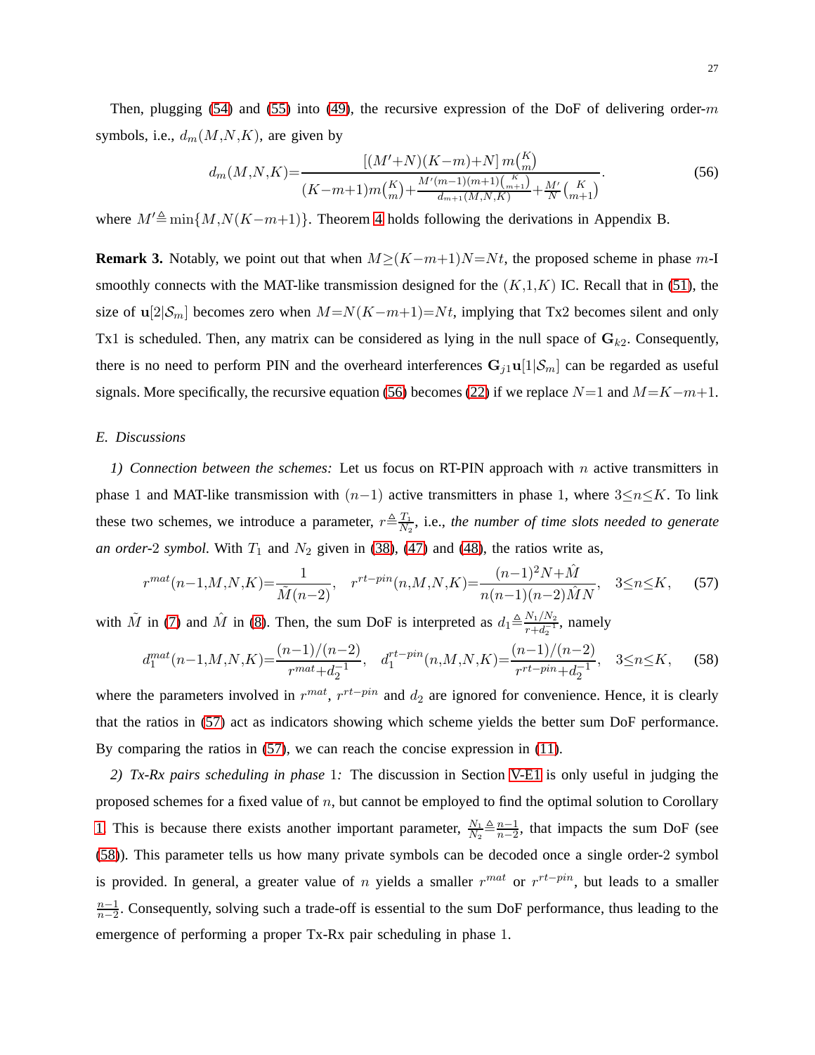Then, plugging (54) and (55) into (49), the recursive expression of the DoF of delivering order-$m$ symbols, i.e., $d_m(M,N,K)$, are given by

$$d_m(M,N,K)=\frac{[(M'+N)(K-m)+N]\, m\binom{K}{m}}{(K-m+1)m\binom{K}{m}+\frac{M'(m-1)(m+1)\binom{K}{m+1}}{d_{m+1}(M,N,K)}+\frac{M'}{N}\binom{K}{m+1}}. \tag{56}$$

where $M' \triangleq \min\{M,N(K-m+1)\}$. Theorem 4 holds following the derivations in Appendix B.

**Remark 3.** Notably, we point out that when $M \geq (K-m+1)N = Nt$, the proposed scheme in phase $m$-I smoothly connects with the MAT-like transmission designed for the $(K,1,K)$ IC. Recall that in (51), the size of $\mathbf{u}[2|\mathcal{S}_m]$ becomes zero when $M=N(K-m+1)=Nt$, implying that Tx2 becomes silent and only Tx1 is scheduled. Then, any matrix can be considered as lying in the null space of $\mathbf{G}_{k2}$. Consequently, there is no need to perform PIN and the overheard interferences $\mathbf{G}_{j1}\mathbf{u}[1|\mathcal{S}_m]$ can be regarded as useful signals. More specifically, the recursive equation (56) becomes (22) if we replace $N=1$ and $M=K-m+1$.

### E. Discussions

*1) Connection between the schemes:* Let us focus on RT-PIN approach with $n$ active transmitters in phase 1 and MAT-like transmission with $(n-1)$ active transmitters in phase 1, where $3 \leq n \leq K$. To link these two schemes, we introduce a parameter, $r \triangleq \frac{T_1}{N_2}$, i.e., *the number of time slots needed to generate an order-*2 *symbol*. With $T_1$ and $N_2$ given in (38), (47) and (48), the ratios write as,

$$r^{mat}(n-1,M,N,K)=\frac{1}{\tilde{M}(n-2)}, \quad r^{rt-pin}(n,M,N,K)=\frac{(n-1)^2N+\hat{M}}{n(n-1)(n-2)\hat{M}N}, \quad 3 \leq n \leq K, \tag{57}$$

with $\tilde{M}$ in (7) and $\hat{M}$ in (8). Then, the sum DoF is interpreted as $d_1 \triangleq \frac{N_1/N_2}{r+d_2^{-1}}$, namely

$$d_1^{mat}(n-1,M,N,K)=\frac{(n-1)/(n-2)}{r^{mat}+d_2^{-1}}, \quad d_1^{rt-pin}(n,M,N,K)=\frac{(n-1)/(n-2)}{r^{rt-pin}+d_2^{-1}}, \quad 3 \leq n \leq K, \tag{58}$$

where the parameters involved in $r^{mat}$, $r^{rt-pin}$ and $d_2$ are ignored for convenience. Hence, it is clearly that the ratios in (57) act as indicators showing which scheme yields the better sum DoF performance. By comparing the ratios in (57), we can reach the concise expression in (11).

*2) Tx-Rx pairs scheduling in phase* 1*:* The discussion in Section V-E1 is only useful in judging the proposed schemes for a fixed value of $n$, but cannot be employed to find the optimal solution to Corollary 1. This is because there exists another important parameter, $\frac{N_1}{N_2} \triangleq \frac{n-1}{n-2}$, that impacts the sum DoF (see (58)). This parameter tells us how many private symbols can be decoded once a single order-2 symbol is provided. In general, a greater value of $n$ yields a smaller $r^{mat}$ or $r^{rt-pin}$, but leads to a smaller $\frac{n-1}{n-2}$. Consequently, solving such a trade-off is essential to the sum DoF performance, thus leading to the emergence of performing a proper Tx-Rx pair scheduling in phase 1.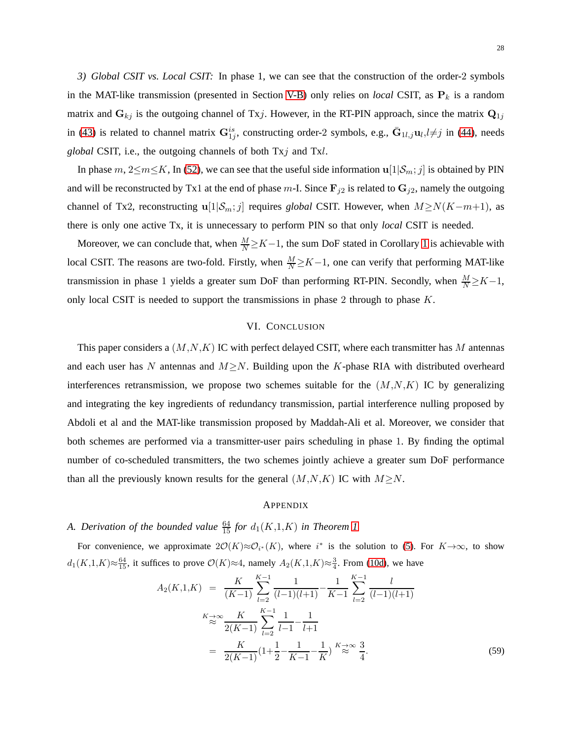*3) Global CSIT vs. Local CSIT:* In phase 1, we can see that the construction of the order-2 symbols in the MAT-like transmission (presented in Section V-B) only relies on *local* CSIT, as $\mathbf{P}_k$ is a random matrix and $\mathbf{G}_{kj}$ is the outgoing channel of Tx$j$. However, in the RT-PIN approach, since the matrix $\mathbf{Q}_{1j}$ in (43) is related to channel matrix $\mathbf{G}_{1j}^{is}$, constructing order-2 symbols, e.g., $\bar{\mathbf{G}}_{1l,j}\mathbf{u}_l, l{\neq}j$ in (44), needs *global* CSIT, i.e., the outgoing channels of both Tx$j$ and Tx$l$.

In phase $m$, $2{\le}m{\le}K$, In (52), we can see that the useful side information $\mathbf{u}[1|\mathcal{S}_m;j]$ is obtained by PIN and will be reconstructed by Tx1 at the end of phase $m$-I. Since $\mathbf{F}_{j2}$ is related to $\mathbf{G}_{j2}$, namely the outgoing channel of Tx2, reconstructing $\mathbf{u}[1|\mathcal{S}_m;j]$ requires *global* CSIT. However, when $M{\ge}N(K{-}m{+}1)$, as there is only one active Tx, it is unnecessary to perform PIN so that only *local* CSIT is needed.

Moreover, we can conclude that, when $\frac{M}{N}{\ge}K{-}1$, the sum DoF stated in Corollary 1 is achievable with local CSIT. The reasons are two-fold. Firstly, when $\frac{M}{N}{\ge}K{-}1$, one can verify that performing MAT-like transmission in phase 1 yields a greater sum DoF than performing RT-PIN. Secondly, when $\frac{M}{N}{\ge}K{-}1$, only local CSIT is needed to support the transmissions in phase 2 through to phase $K$.

## VI. Conclusion

This paper considers a $(M,N,K)$ IC with perfect delayed CSIT, where each transmitter has $M$ antennas and each user has $N$ antennas and $M{\ge}N$. Building upon the $K$-phase RIA with distributed overheard interferences retransmission, we propose two schemes suitable for the $(M,N,K)$ IC by generalizing and integrating the key ingredients of redundancy transmission, partial interference nulling proposed by Abdoli et al and the MAT-like transmission proposed by Maddah-Ali et al. Moreover, we consider that both schemes are performed via a transmitter-user pairs scheduling in phase 1. By finding the optimal number of co-scheduled transmitters, the two schemes jointly achieve a greater sum DoF performance than all the previously known results for the general $(M,N,K)$ IC with $M{\ge}N$.

## Appendix

### *A. Derivation of the bounded value $\frac{64}{15}$ for $d_1(K,1,K)$ in Theorem 1*

For convenience, we approximate $2\mathcal{O}(K){\approx}\mathcal{O}_{i^*}(K)$, where $i^*$ is the solution to (5). For $K{\to}\infty$, to show $d_1(K,1,K){\approx}\frac{64}{15}$, it suffices to prove $\mathcal{O}(K){\approx}4$, namely $A_2(K,1,K){\approx}\frac{3}{4}$. From (10d), we have

$$
\begin{aligned}
A_2(K,1,K) &= \frac{K}{(K{-}1)}\sum_{l=2}^{K-1}\frac{1}{(l{-}1)(l{+}1)} - \frac{1}{K{-}1}\sum_{l=2}^{K-1}\frac{l}{(l{-}1)(l{+}1)} \\
&\overset{K\to\infty}{\approx} \frac{K}{2(K{-}1)}\sum_{l=2}^{K-1}\frac{1}{l{-}1} - \frac{1}{l{+}1} \\
&= \frac{K}{2(K{-}1)}\left(1{+}\frac{1}{2}{-}\frac{1}{K{-}1}{-}\frac{1}{K}\right) \overset{K\to\infty}{\approx} \frac{3}{4}.
\end{aligned}
\tag{59}
$$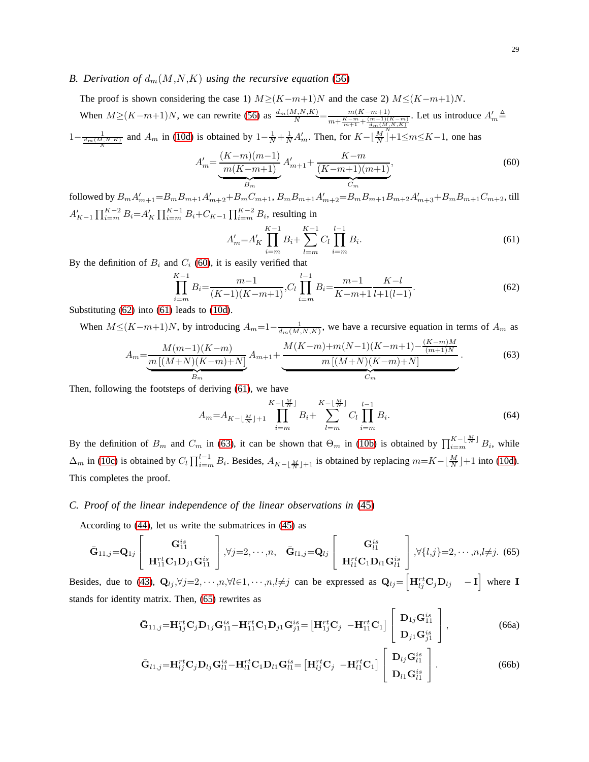### B. Derivation of $d_m(M,N,K)$ using the recursive equation (56)

The proof is shown considering the case 1) $M\geq(K-m+1)N$ and the case 2) $M\leq(K-m+1)N$.

When $M\geq(K-m+1)N$, we can rewrite (56) as $\frac{d_m(M,N,K)}{N}=\frac{m(K-m+1)}{m+\frac{K-m}{m+1}+\frac{(m-1)(K-m)}{\frac{d_m(M,N,K)}{N}}}$. Let us introduce $A'_m\triangleq 1-\frac{1}{\frac{d_m(M,N,K)}{N}}$ and $A_m$ in (10d) is obtained by $1-\frac{1}{N}+\frac{1}{N}A'_m$. Then, for $K-\lfloor\frac{M}{N}\rfloor+1\leq m\leq K-1$, one has

$$A'_m=\underbrace{\frac{(K-m)(m-1)}{m(K-m+1)}}_{B_m}A'_{m+1}+\underbrace{\frac{K-m}{(K-m+1)(m+1)}}_{C_m},\tag{60}$$

followed by $B_mA'_{m+1}=B_mB_{m+1}A'_{m+2}+B_mC_{m+1}$, $B_mB_{m+1}A'_{m+2}=B_mB_{m+1}B_{m+2}A'_{m+3}+B_mB_{m+1}C_{m+2}$, till $A'_{K-1}\prod_{i=m}^{K-2}B_i=A'_K\prod_{i=m}^{K-1}B_i+C_{K-1}\prod_{i=m}^{K-2}B_i$, resulting in

$$A'_m=A'_K\prod_{i=m}^{K-1}B_i+\sum_{l=m}^{K-1}C_l\prod_{i=m}^{l-1}B_i.\tag{61}$$

By the definition of $B_i$ and $C_i$ (60), it is easily verified that

$$\prod_{i=m}^{K-1}B_i=\frac{m-1}{(K-1)(K-m+1)},C_l\prod_{i=m}^{l-1}B_i=\frac{m-1}{K-m+1}\frac{K-l}{l+1(l-1)}.\tag{62}$$

Substituting (62) into (61) leads to (10d).

When $M\leq(K-m+1)N$, by introducing $A_m=1-\frac{1}{d_m(M,N,K)}$, we have a recursive equation in terms of $A_m$ as

$$A_m=\underbrace{\frac{M(m-1)(K-m)}{m\left[(M+N)(K-m)+N\right]}}_{B_m}A_{m+1}+\underbrace{\frac{M(K-m)+m(N-1)(K-m+1)-\frac{(K-m)M}{(m+1)N}}{m\left[(M+N)(K-m)+N\right]}}_{C_m}.\tag{63}$$

Then, following the footsteps of deriving (61), we have

$$A_m=A_{K-\lfloor\frac{M}{N}\rfloor+1}\prod_{i=m}^{K-\lfloor\frac{M}{N}\rfloor}B_i+\sum_{l=m}^{K-\lfloor\frac{M}{N}\rfloor}C_l\prod_{i=m}^{l-1}B_i.\tag{64}$$

By the definition of $B_m$ and $C_m$ in (63), it can be shown that $\Theta_m$ in (10b) is obtained by $\prod_{i=m}^{K-\lfloor\frac{M}{N}\rfloor}B_i$, while $\Delta_m$ in (10c) is obtained by $C_l\prod_{i=m}^{l-1}B_i$. Besides, $A_{K-\lfloor\frac{M}{N}\rfloor+1}$ is obtained by replacing $m=K-\lfloor\frac{M}{N}\rfloor+1$ into (10d). This completes the proof.

### C. Proof of the linear independence of the linear observations in (45)

According to (44), let us write the submatrices in (45) as

$$\bar{\mathbf{G}}_{11,j}=\mathbf{Q}_{1j}\begin{bmatrix}\mathbf{G}_{11}^{is}\\ \mathbf{H}_{11}^{rt}\mathbf{C}_1\mathbf{D}_{j1}\mathbf{G}_{11}^{is}\end{bmatrix},\forall j=2,\cdots,n,\quad \bar{\mathbf{G}}_{l1,j}=\mathbf{Q}_{lj}\begin{bmatrix}\mathbf{G}_{l1}^{is}\\ \mathbf{H}_{l1}^{rt}\mathbf{C}_1\mathbf{D}_{l1}\mathbf{G}_{l1}^{is}\end{bmatrix},\forall\{l,j\}=2,\cdots,n,l\neq j.\tag{65}$$

Besides, due to (43), $\mathbf{Q}_{lj},\forall j=2,\cdots,n,\forall l\in1,\cdots,n,l\neq j$ can be expressed as $\mathbf{Q}_{lj}=\begin{bmatrix}\mathbf{H}_{lj}^{rt}\mathbf{C}_j\mathbf{D}_{lj} & -\mathbf{I}\end{bmatrix}$ where $\mathbf{I}$ stands for identity matrix. Then, (65) rewrites as

$$\bar{\mathbf{G}}_{11,j}=\mathbf{H}_{1j}^{rt}\mathbf{C}_j\mathbf{D}_{1j}\mathbf{G}_{11}^{is}-\mathbf{H}_{11}^{rt}\mathbf{C}_1\mathbf{D}_{j1}\mathbf{G}_{j1}^{is}=\begin{bmatrix}\mathbf{H}_{1j}^{rt}\mathbf{C}_j & -\mathbf{H}_{11}^{rt}\mathbf{C}_1\end{bmatrix}\begin{bmatrix}\mathbf{D}_{1j}\mathbf{G}_{11}^{is}\\ \mathbf{D}_{j1}\mathbf{G}_{j1}^{is}\end{bmatrix},\tag{66a}$$

$$\bar{\mathbf{G}}_{l1,j}=\mathbf{H}_{lj}^{rt}\mathbf{C}_j\mathbf{D}_{lj}\mathbf{G}_{l1}^{is}-\mathbf{H}_{l1}^{rt}\mathbf{C}_1\mathbf{D}_{l1}\mathbf{G}_{l1}^{is}=\begin{bmatrix}\mathbf{H}_{lj}^{rt}\mathbf{C}_j & -\mathbf{H}_{l1}^{rt}\mathbf{C}_1\end{bmatrix}\begin{bmatrix}\mathbf{D}_{lj}\mathbf{G}_{l1}^{is}\\ \mathbf{D}_{l1}\mathbf{G}_{l1}^{is}\end{bmatrix}.\tag{66b}$$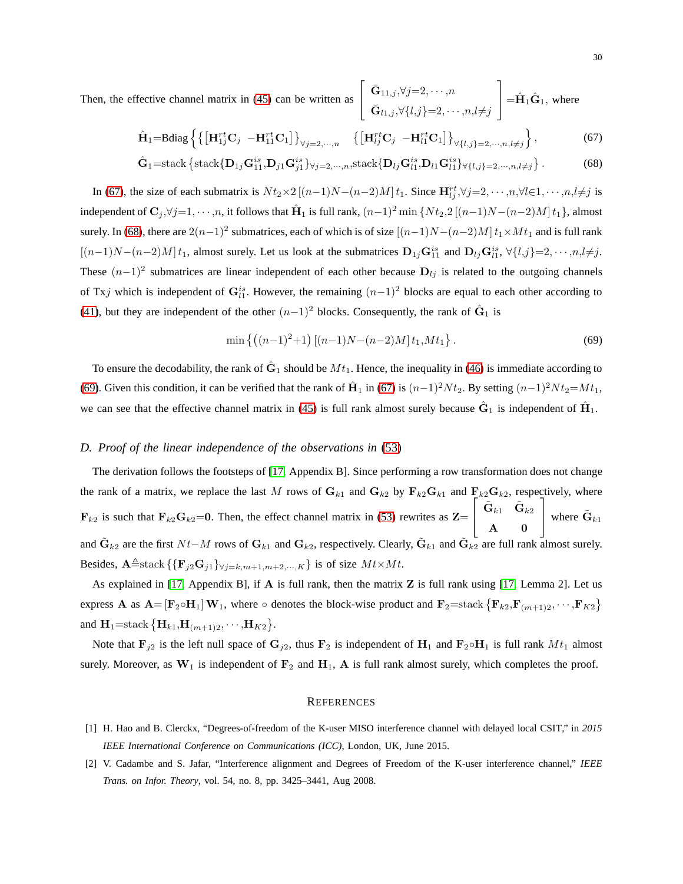Then, the effective channel matrix in (45) can be written as $\begin{bmatrix} \bar{\mathbf{G}}_{11,j},\forall j{=}2,\cdots,n \\ \bar{\mathbf{G}}_{l1,j},\forall\{l,j\}{=}2,\cdots,n,l{\neq}j \end{bmatrix}{=}\hat{\mathbf{H}}_1\hat{\mathbf{G}}_1$, where

$$\hat{\mathbf{H}}_1{=}\text{Bdiag}\left\{\left\{\left[\mathbf{H}_{1j}^{rt}\mathbf{C}_j \;\; -\mathbf{H}_{11}^{rt}\mathbf{C}_1\right]\right\}_{\forall j=2,\cdots,n} \quad \left\{\left[\mathbf{H}_{lj}^{rt}\mathbf{C}_j \;\; -\mathbf{H}_{l1}^{rt}\mathbf{C}_1\right]\right\}_{\forall\{l,j\}=2,\cdots,n,l\neq j}\right\}, \tag{67}$$

$$\hat{\mathbf{G}}_1{=}\text{stack}\left\{\text{stack}\{\mathbf{D}_{1j}\mathbf{G}_{11}^{is},\mathbf{D}_{j1}\mathbf{G}_{j1}^{is}\}_{\forall j=2,\cdots,n},\text{stack}\{\mathbf{D}_{lj}\mathbf{G}_{l1}^{is},\mathbf{D}_{l1}\mathbf{G}_{l1}^{is}\}_{\forall\{l,j\}=2,\cdots,n,l\neq j}\right\}. \tag{68}$$

In (67), the size of each submatrix is $Nt_2{\times}2\left[(n{-}1)N{-}(n{-}2)M\right]t_1$. Since $\mathbf{H}_{lj}^{rt},\forall j{=}2,\cdots,n,\forall l{\in}1,\cdots,n,l{\neq}j$ is independent of $\mathbf{C}_j,\forall j{=}1,\cdots,n$, it follows that $\hat{\mathbf{H}}_1$ is full rank, $(n{-}1)^2\min\left\{Nt_2,2\left[(n{-}1)N{-}(n{-}2)M\right]t_1\right\}$, almost surely. In (68), there are $2(n{-}1)^2$ submatrices, each of which is of size $\left[(n{-}1)N{-}(n{-}2)M\right]t_1{\times}Mt_1$ and is full rank $\left[(n{-}1)N{-}(n{-}2)M\right]t_1$, almost surely. Let us look at the submatrices $\mathbf{D}_{1j}\mathbf{G}_{11}^{is}$ and $\mathbf{D}_{lj}\mathbf{G}_{l1}^{is}$, $\forall\{l,j\}{=}2,\cdots,n,l{\neq}j$. These $(n{-}1)^2$ submatrices are linear independent of each other because $\mathbf{D}_{lj}$ is related to the outgoing channels of Tx$j$ which is independent of $\mathbf{G}_{l1}^{is}$. However, the remaining $(n{-}1)^2$ blocks are equal to each other according to (41), but they are independent of the other $(n{-}1)^2$ blocks. Consequently, the rank of $\hat{\mathbf{G}}_1$ is

$$\min\left\{\left((n{-}1)^2{+}1\right)\left[(n{-}1)N{-}(n{-}2)M\right]t_1,Mt_1\right\}. \tag{69}$$

To ensure the decodability, the rank of $\hat{\mathbf{G}}_1$ should be $Mt_1$. Hence, the inequality in (46) is immediate according to (69). Given this condition, it can be verified that the rank of $\hat{\mathbf{H}}_1$ in (67) is $(n{-}1)^2Nt_2$. By setting $(n{-}1)^2Nt_2{=}Mt_1$, we can see that the effective channel matrix in (45) is full rank almost surely because $\hat{\mathbf{G}}_1$ is independent of $\hat{\mathbf{H}}_1$.

### *D. Proof of the linear independence of the observations in (53)*

The derivation follows the footsteps of [17, Appendix B]. Since performing a row transformation does not change the rank of a matrix, we replace the last $M$ rows of $\mathbf{G}_{k1}$ and $\mathbf{G}_{k2}$ by $\mathbf{F}_{k2}\mathbf{G}_{k1}$ and $\mathbf{F}_{k2}\mathbf{G}_{k2}$, respectively, where $\mathbf{F}_{k2}$ is such that $\mathbf{F}_{k2}\mathbf{G}_{k2}{=}\mathbf{0}$. Then, the effect channel matrix in (53) rewrites as $\mathbf{Z}{=}\begin{bmatrix} \tilde{\mathbf{G}}_{k1} & \tilde{\mathbf{G}}_{k2} \\ \mathbf{A} & \mathbf{0} \end{bmatrix}$ where $\tilde{\mathbf{G}}_{k1}$ and $\tilde{\mathbf{G}}_{k2}$ are the first $Nt{-}M$ rows of $\mathbf{G}_{k1}$ and $\mathbf{G}_{k2}$, respectively. Clearly, $\tilde{\mathbf{G}}_{k1}$ and $\tilde{\mathbf{G}}_{k2}$ are full rank almost surely. Besides, $\mathbf{A}{\triangleq}\text{stack}\left\{\{\mathbf{F}_{j2}\mathbf{G}_{j1}\}_{\forall j=k,m+1,m+2,\cdots,K}\right\}$ is of size $Mt{\times}Mt$.

As explained in [17, Appendix B], if $\mathbf{A}$ is full rank, then the matrix $\mathbf{Z}$ is full rank using [17, Lemma 2]. Let us express $\mathbf{A}$ as $\mathbf{A}{=}\left[\mathbf{F}_2{\circ}\mathbf{H}_1\right]\mathbf{W}_1$, where $\circ$ denotes the block-wise product and $\mathbf{F}_2{=}\text{stack}\left\{\mathbf{F}_{k2},\mathbf{F}_{(m+1)2},\cdots,\mathbf{F}_{K2}\right\}$ and $\mathbf{H}_1{=}\text{stack}\left\{\mathbf{H}_{k1},\mathbf{H}_{(m+1)2},\cdots,\mathbf{H}_{K2}\right\}$.

Note that $\mathbf{F}_{j2}$ is the left null space of $\mathbf{G}_{j2}$, thus $\mathbf{F}_2$ is independent of $\mathbf{H}_1$ and $\mathbf{F}_2{\circ}\mathbf{H}_1$ is full rank $Mt_1$ almost surely. Moreover, as $\mathbf{W}_1$ is independent of $\mathbf{F}_2$ and $\mathbf{H}_1$, $\mathbf{A}$ is full rank almost surely, which completes the proof.

## REFERENCES

[1] H. Hao and B. Clerckx, "Degrees-of-freedom of the K-user MISO interference channel with delayed local CSIT," in *2015 IEEE International Conference on Communications (ICC)*, London, UK, June 2015.

[2] V. Cadambe and S. Jafar, "Interference alignment and Degrees of Freedom of the K-user interference channel," *IEEE Trans. on Infor. Theory*, vol. 54, no. 8, pp. 3425–3441, Aug 2008.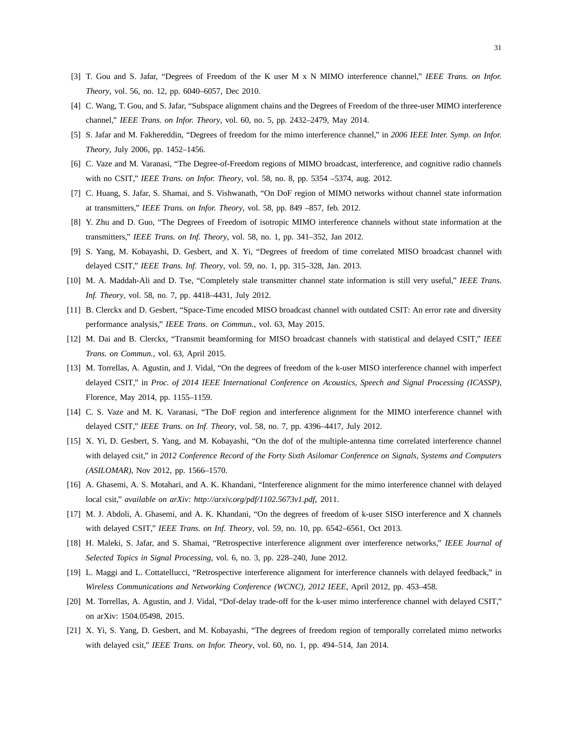[3] T. Gou and S. Jafar, "Degrees of Freedom of the K user M x N MIMO interference channel," *IEEE Trans. on Infor. Theory*, vol. 56, no. 12, pp. 6040–6057, Dec 2010.

[4] C. Wang, T. Gou, and S. Jafar, "Subspace alignment chains and the Degrees of Freedom of the three-user MIMO interference channel," *IEEE Trans. on Infor. Theory*, vol. 60, no. 5, pp. 2432–2479, May 2014.

[5] S. Jafar and M. Fakhereddin, "Degrees of freedom for the mimo interference channel," in *2006 IEEE Inter. Symp. on Infor. Theory*, July 2006, pp. 1452–1456.

[6] C. Vaze and M. Varanasi, "The Degree-of-Freedom regions of MIMO broadcast, interference, and cognitive radio channels with no CSIT," *IEEE Trans. on Infor. Theory*, vol. 58, no. 8, pp. 5354 –5374, aug. 2012.

[7] C. Huang, S. Jafar, S. Shamai, and S. Vishwanath, "On DoF region of MIMO networks without channel state information at transmitters," *IEEE Trans. on Infor. Theory*, vol. 58, pp. 849 –857, feb. 2012.

[8] Y. Zhu and D. Guo, "The Degrees of Freedom of isotropic MIMO interference channels without state information at the transmitters," *IEEE Trans. on Inf. Theory*, vol. 58, no. 1, pp. 341–352, Jan 2012.

[9] S. Yang, M. Kobayashi, D. Gesbert, and X. Yi, "Degrees of freedom of time correlated MISO broadcast channel with delayed CSIT," *IEEE Trans. Inf. Theory*, vol. 59, no. 1, pp. 315–328, Jan. 2013.

[10] M. A. Maddah-Ali and D. Tse, "Completely stale transmitter channel state information is still very useful," *IEEE Trans. Inf. Theory*, vol. 58, no. 7, pp. 4418–4431, July 2012.

[11] B. Clerckx and D. Gesbert, "Space-Time encoded MISO broadcast channel with outdated CSIT: An error rate and diversity performance analysis," *IEEE Trans. on Commun.*, vol. 63, May 2015.

[12] M. Dai and B. Clerckx, "Transmit beamforming for MISO broadcast channels with statistical and delayed CSIT," *IEEE Trans. on Commun.*, vol. 63, April 2015.

[13] M. Torrellas, A. Agustin, and J. Vidal, "On the degrees of freedom of the k-user MISO interference channel with imperfect delayed CSIT," in *Proc. of 2014 IEEE International Conference on Acoustics, Speech and Signal Processing (ICASSP)*, Florence, May 2014, pp. 1155–1159.

[14] C. S. Vaze and M. K. Varanasi, "The DoF region and interference alignment for the MIMO interference channel with delayed CSIT," *IEEE Trans. on Inf. Theory*, vol. 58, no. 7, pp. 4396–4417, July 2012.

[15] X. Yi, D. Gesbert, S. Yang, and M. Kobayashi, "On the dof of the multiple-antenna time correlated interference channel with delayed csit," in *2012 Conference Record of the Forty Sixth Asilomar Conference on Signals, Systems and Computers (ASILOMAR)*, Nov 2012, pp. 1566–1570.

[16] A. Ghasemi, A. S. Motahari, and A. K. Khandani, "Interference alignment for the mimo interference channel with delayed local csit," *available on arXiv: http://arxiv.org/pdf/1102.5673v1.pdf*, 2011.

[17] M. J. Abdoli, A. Ghasemi, and A. K. Khandani, "On the degrees of freedom of k-user SISO interference and X channels with delayed CSIT," *IEEE Trans. on Inf. Theory*, vol. 59, no. 10, pp. 6542–6561, Oct 2013.

[18] H. Maleki, S. Jafar, and S. Shamai, "Retrospective interference alignment over interference networks," *IEEE Journal of Selected Topics in Signal Processing*, vol. 6, no. 3, pp. 228–240, June 2012.

[19] L. Maggi and L. Cottatellucci, "Retrospective interference alignment for interference channels with delayed feedback," in *Wireless Communications and Networking Conference (WCNC), 2012 IEEE*, April 2012, pp. 453–458.

[20] M. Torrellas, A. Agustin, and J. Vidal, "Dof-delay trade-off for the k-user mimo interference channel with delayed CSIT," on arXiv: 1504.05498, 2015.

[21] X. Yi, S. Yang, D. Gesbert, and M. Kobayashi, "The degrees of freedom region of temporally correlated mimo networks with delayed csit," *IEEE Trans. on Infor. Theory*, vol. 60, no. 1, pp. 494–514, Jan 2014.